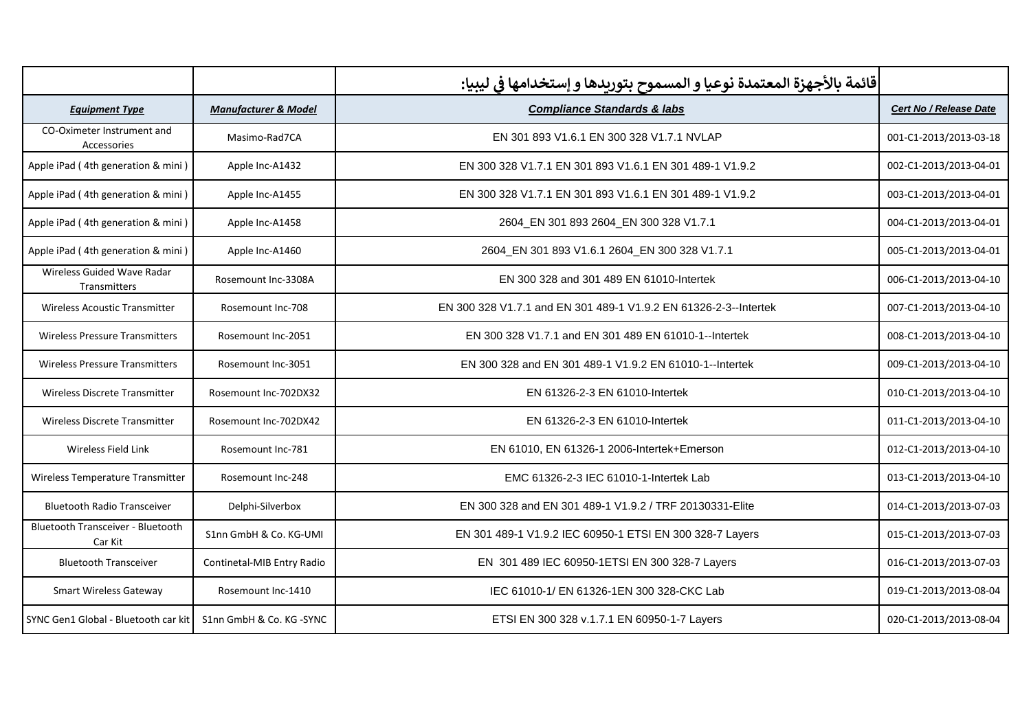| | | قائمة بالأجهزة المعتمدة نوعيا و المسموح بتوريدها و إستخدامها في ليبيا: | |
|---|---|---|---|
| ***Equipment Type*** | ***Manufacturer & Model*** | ***Compliance Standards & labs*** | ***Cert No / Release Date*** |
| CO-Oximeter Instrument and Accessories | Masimo-Rad7CA | EN 301 893 V1.6.1 EN 300 328 V1.7.1 NVLAP | 001-C1-2013/2013-03-18 |
| Apple iPad ( 4th generation & mini ) | Apple Inc-A1432 | EN 300 328 V1.7.1 EN 301 893 V1.6.1 EN 301 489-1 V1.9.2 | 002-C1-2013/2013-04-01 |
| Apple iPad ( 4th generation & mini ) | Apple Inc-A1455 | EN 300 328 V1.7.1 EN 301 893 V1.6.1 EN 301 489-1 V1.9.2 | 003-C1-2013/2013-04-01 |
| Apple iPad ( 4th generation & mini ) | Apple Inc-A1458 | 2604_EN 301 893 2604_EN 300 328 V1.7.1 | 004-C1-2013/2013-04-01 |
| Apple iPad ( 4th generation & mini ) | Apple Inc-A1460 | 2604_EN 301 893 V1.6.1 2604_EN 300 328 V1.7.1 | 005-C1-2013/2013-04-01 |
| Wireless Guided Wave Radar Transmitters | Rosemount Inc-3308A | EN 300 328 and 301 489 EN 61010-Intertek | 006-C1-2013/2013-04-10 |
| Wireless Acoustic Transmitter | Rosemount Inc-708 | EN 300 328 V1.7.1 and EN 301 489-1 V1.9.2 EN 61326-2-3--Intertek | 007-C1-2013/2013-04-10 |
| Wireless Pressure Transmitters | Rosemount Inc-2051 | EN 300 328 V1.7.1 and EN 301 489 EN 61010-1--Intertek | 008-C1-2013/2013-04-10 |
| Wireless Pressure Transmitters | Rosemount Inc-3051 | EN 300 328 and EN 301 489-1 V1.9.2 EN 61010-1--Intertek | 009-C1-2013/2013-04-10 |
| Wireless Discrete Transmitter | Rosemount Inc-702DX32 | EN 61326-2-3 EN 61010-Intertek | 010-C1-2013/2013-04-10 |
| Wireless Discrete Transmitter | Rosemount Inc-702DX42 | EN 61326-2-3 EN 61010-Intertek | 011-C1-2013/2013-04-10 |
| Wireless Field Link | Rosemount Inc-781 | EN 61010, EN 61326-1 2006-Intertek+Emerson | 012-C1-2013/2013-04-10 |
| Wireless Temperature Transmitter | Rosemount Inc-248 | EMC 61326-2-3 IEC 61010-1-Intertek Lab | 013-C1-2013/2013-04-10 |
| Bluetooth Radio Transceiver | Delphi-Silverbox | EN 300 328 and EN 301 489-1 V1.9.2 / TRF 20130331-Elite | 014-C1-2013/2013-07-03 |
| Bluetooth Transceiver - Bluetooth Car Kit | S1nn GmbH & Co. KG-UMI | EN 301 489-1 V1.9.2 IEC 60950-1 ETSI EN 300 328-7 Layers | 015-C1-2013/2013-07-03 |
| Bluetooth Transceiver | Continetal-MIB Entry Radio | EN 301 489 IEC 60950-1ETSI EN 300 328-7 Layers | 016-C1-2013/2013-07-03 |
| Smart Wireless Gateway | Rosemount Inc-1410 | IEC 61010-1/ EN 61326-1EN 300 328-CKC Lab | 019-C1-2013/2013-08-04 |
| SYNC Gen1 Global - Bluetooth car kit | S1nn GmbH & Co. KG -SYNC | ETSI EN 300 328 v.1.7.1 EN 60950-1-7 Layers | 020-C1-2013/2013-08-04 |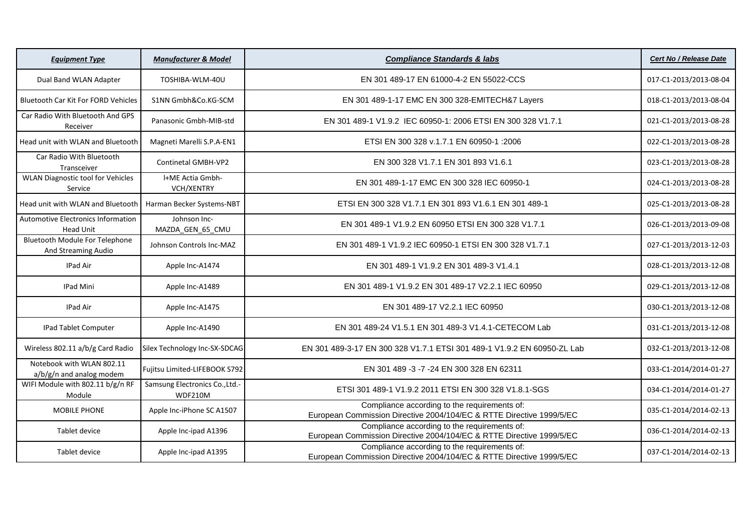| *Equipment Type* | *Manufacturer & Model* | *Compliance Standards & labs* | *Cert No / Release Date* |
|---|---|---|---|
| Dual Band WLAN Adapter | TOSHIBA-WLM-40U | EN 301 489-17 EN 61000-4-2 EN 55022-CCS | 017-C1-2013/2013-08-04 |
| Bluetooth Car Kit For FORD Vehicles | S1NN Gmbh&Co.KG-SCM | EN 301 489-1-17 EMC EN 300 328-EMITECH&7 Layers | 018-C1-2013/2013-08-04 |
| Car Radio With Bluetooth And GPS Receiver | Panasonic Gmbh-MIB-std | EN 301 489-1 V1.9.2 IEC 60950-1: 2006 ETSI EN 300 328 V1.7.1 | 021-C1-2013/2013-08-28 |
| Head unit with WLAN and Bluetooth | Magneti Marelli S.P.A-EN1 | ETSI EN 300 328 v.1.7.1 EN 60950-1 :2006 | 022-C1-2013/2013-08-28 |
| Car Radio With Bluetooth Transceiver | Continetal GMBH-VP2 | EN 300 328 V1.7.1 EN 301 893 V1.6.1 | 023-C1-2013/2013-08-28 |
| WLAN Diagnostic tool for Vehicles Service | I+ME Actia Gmbh-VCH/XENTRY | EN 301 489-1-17 EMC EN 300 328 IEC 60950-1 | 024-C1-2013/2013-08-28 |
| Head unit with WLAN and Bluetooth | Harman Becker Systems-NBT | ETSI EN 300 328 V1.7.1 EN 301 893 V1.6.1 EN 301 489-1 | 025-C1-2013/2013-08-28 |
| Automotive Electronics Information Head Unit | Johnson Inc-MAZDA_GEN_65_CMU | EN 301 489-1 V1.9.2 EN 60950 ETSI EN 300 328 V1.7.1 | 026-C1-2013/2013-09-08 |
| Bluetooth Module For Telephone And Streaming Audio | Johnson Controls Inc-MAZ | EN 301 489-1 V1.9.2 IEC 60950-1 ETSI EN 300 328 V1.7.1 | 027-C1-2013/2013-12-03 |
| IPad Air | Apple Inc-A1474 | EN 301 489-1 V1.9.2 EN 301 489-3 V1.4.1 | 028-C1-2013/2013-12-08 |
| IPad Mini | Apple Inc-A1489 | EN 301 489-1 V1.9.2 EN 301 489-17 V2.2.1 IEC 60950 | 029-C1-2013/2013-12-08 |
| IPad Air | Apple Inc-A1475 | EN 301 489-17 V2.2.1 IEC 60950 | 030-C1-2013/2013-12-08 |
| IPad Tablet Computer | Apple Inc-A1490 | EN 301 489-24 V1.5.1 EN 301 489-3 V1.4.1-CETECOM Lab | 031-C1-2013/2013-12-08 |
| Wireless 802.11 a/b/g Card Radio | Silex Technology Inc-SX-SDCAG | EN 301 489-3-17 EN 300 328 V1.7.1 ETSI 301 489-1 V1.9.2 EN 60950-ZL Lab | 032-C1-2013/2013-12-08 |
| Notebook with WLAN 802.11 a/b/g/n and analog modem | Fujitsu Limited-LIFEBOOK S792 | EN 301 489 -3 -7 -24 EN 300 328 EN 62311 | 033-C1-2014/2014-01-27 |
| WIFI Module with 802.11 b/g/n RF Module | Samsung Electronics Co.,Ltd.-WDF210M | ETSI 301 489-1 V1.9.2 2011 ETSI EN 300 328 V1.8.1-SGS | 034-C1-2014/2014-01-27 |
| MOBILE PHONE | Apple Inc-iPhone SC A1507 | Compliance according to the requirements of: European Commission Directive 2004/104/EC & RTTE Directive 1999/5/EC | 035-C1-2014/2014-02-13 |
| Tablet device | Apple Inc-ipad A1396 | Compliance according to the requirements of: European Commission Directive 2004/104/EC & RTTE Directive 1999/5/EC | 036-C1-2014/2014-02-13 |
| Tablet device | Apple Inc-ipad A1395 | Compliance according to the requirements of: European Commission Directive 2004/104/EC & RTTE Directive 1999/5/EC | 037-C1-2014/2014-02-13 |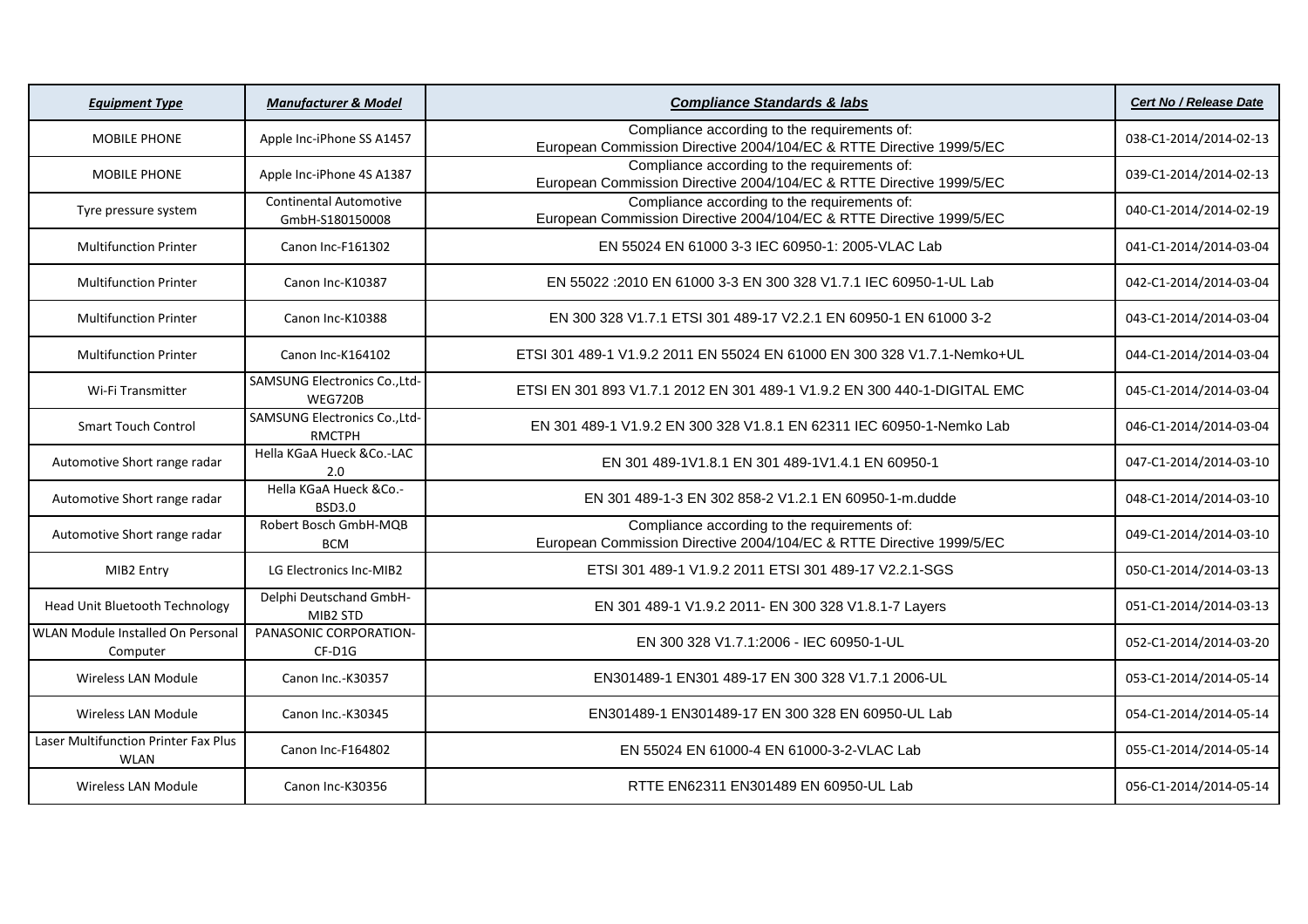| ***Equipment Type*** | ***Manufacturer & Model*** | ***Compliance Standards & labs*** | ***Cert No / Release Date*** |
| --- | --- | --- | --- |
| MOBILE PHONE | Apple Inc-iPhone SS A1457 | Compliance according to the requirements of: European Commission Directive 2004/104/EC & RTTE Directive 1999/5/EC | 038-C1-2014/2014-02-13 |
| MOBILE PHONE | Apple Inc-iPhone 4S A1387 | Compliance according to the requirements of: European Commission Directive 2004/104/EC & RTTE Directive 1999/5/EC | 039-C1-2014/2014-02-13 |
| Tyre pressure system | Continental Automotive GmbH-S180150008 | Compliance according to the requirements of: European Commission Directive 2004/104/EC & RTTE Directive 1999/5/EC | 040-C1-2014/2014-02-19 |
| Multifunction Printer | Canon Inc-F161302 | EN 55024 EN 61000 3-3 IEC 60950-1: 2005-VLAC Lab | 041-C1-2014/2014-03-04 |
| Multifunction Printer | Canon Inc-K10387 | EN 55022 :2010 EN 61000 3-3 EN 300 328 V1.7.1 IEC 60950-1-UL Lab | 042-C1-2014/2014-03-04 |
| Multifunction Printer | Canon Inc-K10388 | EN 300 328 V1.7.1 ETSI 301 489-17 V2.2.1 EN 60950-1 EN 61000 3-2 | 043-C1-2014/2014-03-04 |
| Multifunction Printer | Canon Inc-K164102 | ETSI 301 489-1 V1.9.2 2011 EN 55024 EN 61000 EN 300 328 V1.7.1-Nemko+UL | 044-C1-2014/2014-03-04 |
| Wi-Fi Transmitter | SAMSUNG Electronics Co.,Ltd-WEG720B | ETSI EN 301 893 V1.7.1 2012 EN 301 489-1 V1.9.2 EN 300 440-1-DIGITAL EMC | 045-C1-2014/2014-03-04 |
| Smart Touch Control | SAMSUNG Electronics Co.,Ltd-RMCTPH | EN 301 489-1 V1.9.2 EN 300 328 V1.8.1 EN 62311 IEC 60950-1-Nemko Lab | 046-C1-2014/2014-03-04 |
| Automotive Short range radar | Hella KGaA Hueck &Co.-LAC 2.0 | EN 301 489-1V1.8.1 EN 301 489-1V1.4.1 EN 60950-1 | 047-C1-2014/2014-03-10 |
| Automotive Short range radar | Hella KGaA Hueck &Co.-BSD3.0 | EN 301 489-1-3 EN 302 858-2 V1.2.1 EN 60950-1-m.dudde | 048-C1-2014/2014-03-10 |
| Automotive Short range radar | Robert Bosch GmbH-MQB BCM | Compliance according to the requirements of: European Commission Directive 2004/104/EC & RTTE Directive 1999/5/EC | 049-C1-2014/2014-03-10 |
| MIB2 Entry | LG Electronics Inc-MIB2 | ETSI 301 489-1 V1.9.2 2011 ETSI 301 489-17 V2.2.1-SGS | 050-C1-2014/2014-03-13 |
| Head Unit Bluetooth Technology | Delphi Deutschand GmbH-MIB2 STD | EN 301 489-1 V1.9.2 2011- EN 300 328 V1.8.1-7 Layers | 051-C1-2014/2014-03-13 |
| WLAN Module Installed On Personal Computer | PANASONIC CORPORATION-CF-D1G | EN 300 328 V1.7.1:2006 - IEC 60950-1-UL | 052-C1-2014/2014-03-20 |
| Wireless LAN Module | Canon Inc.-K30357 | EN301489-1 EN301 489-17 EN 300 328 V1.7.1 2006-UL | 053-C1-2014/2014-05-14 |
| Wireless LAN Module | Canon Inc.-K30345 | EN301489-1 EN301489-17 EN 300 328 EN 60950-UL Lab | 054-C1-2014/2014-05-14 |
| Laser Multifunction Printer Fax Plus WLAN | Canon Inc-F164802 | EN 55024 EN 61000-4 EN 61000-3-2-VLAC Lab | 055-C1-2014/2014-05-14 |
| Wireless LAN Module | Canon Inc-K30356 | RTTE EN62311 EN301489 EN 60950-UL Lab | 056-C1-2014/2014-05-14 |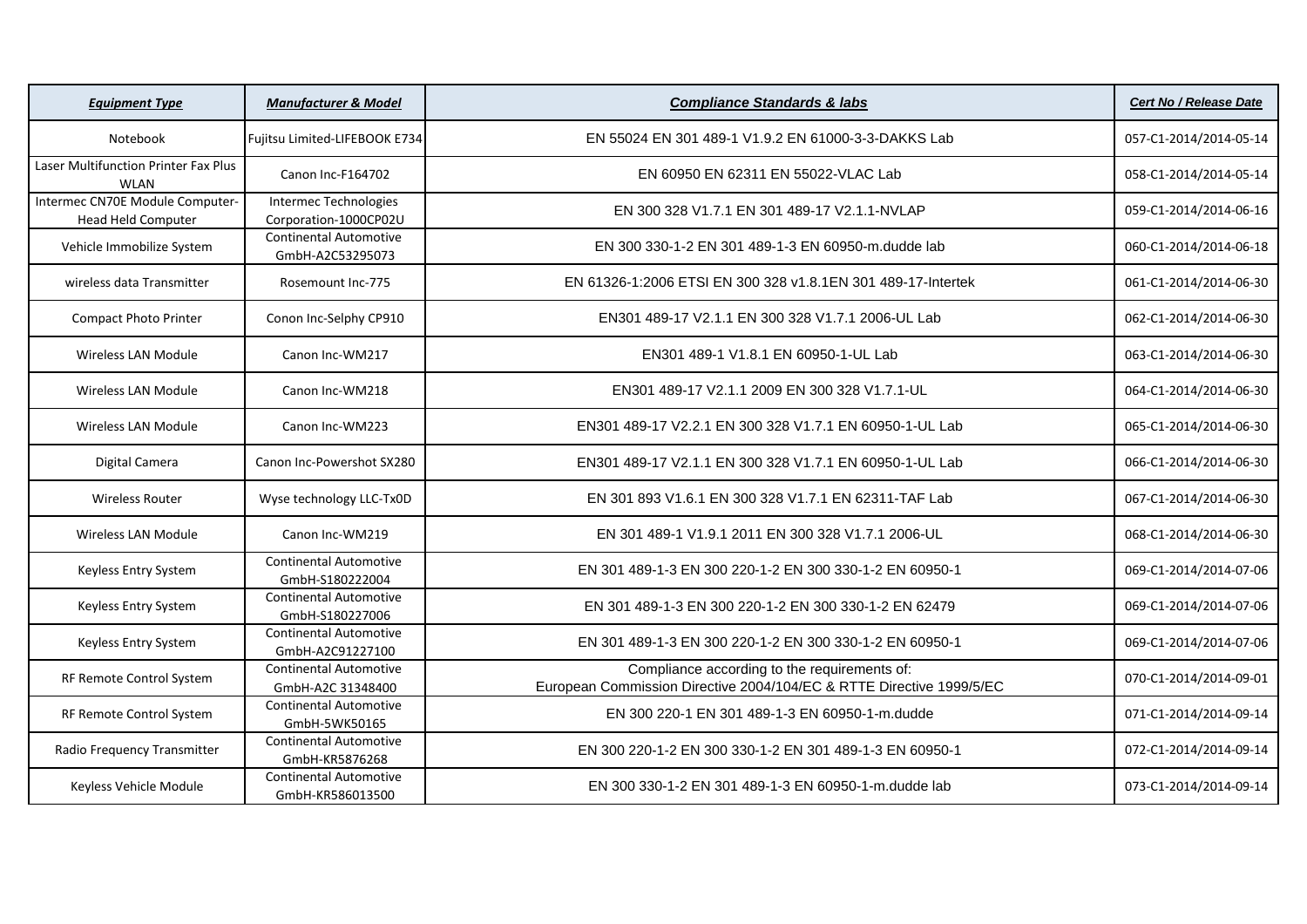| *Equipment Type* | *Manufacturer & Model* | *Compliance Standards & labs* | *Cert No / Release Date* |
|---|---|---|---|
| Notebook | Fujitsu Limited-LIFEBOOK E734 | EN 55024 EN 301 489-1 V1.9.2 EN 61000-3-3-DAKKS Lab | 057-C1-2014/2014-05-14 |
| Laser Multifunction Printer Fax Plus WLAN | Canon Inc-F164702 | EN 60950 EN 62311 EN 55022-VLAC Lab | 058-C1-2014/2014-05-14 |
| Intermec CN70E Module Computer-Head Held Computer | Intermec Technologies Corporation-1000CP02U | EN 300 328 V1.7.1 EN 301 489-17 V2.1.1-NVLAP | 059-C1-2014/2014-06-16 |
| Vehicle Immobilize System | Continental Automotive GmbH-A2C53295073 | EN 300 330-1-2 EN 301 489-1-3 EN 60950-m.dudde lab | 060-C1-2014/2014-06-18 |
| wireless data Transmitter | Rosemount Inc-775 | EN 61326-1:2006 ETSI EN 300 328 v1.8.1EN 301 489-17-Intertek | 061-C1-2014/2014-06-30 |
| Compact Photo Printer | Conon Inc-Selphy CP910 | EN301 489-17 V2.1.1 EN 300 328 V1.7.1 2006-UL Lab | 062-C1-2014/2014-06-30 |
| Wireless LAN Module | Canon Inc-WM217 | EN301 489-1 V1.8.1 EN 60950-1-UL Lab | 063-C1-2014/2014-06-30 |
| Wireless LAN Module | Canon Inc-WM218 | EN301 489-17 V2.1.1 2009 EN 300 328 V1.7.1-UL | 064-C1-2014/2014-06-30 |
| Wireless LAN Module | Canon Inc-WM223 | EN301 489-17 V2.2.1 EN 300 328 V1.7.1 EN 60950-1-UL Lab | 065-C1-2014/2014-06-30 |
| Digital Camera | Canon Inc-Powershot SX280 | EN301 489-17 V2.1.1 EN 300 328 V1.7.1 EN 60950-1-UL Lab | 066-C1-2014/2014-06-30 |
| Wireless Router | Wyse technology LLC-Tx0D | EN 301 893 V1.6.1 EN 300 328 V1.7.1 EN 62311-TAF Lab | 067-C1-2014/2014-06-30 |
| Wireless LAN Module | Canon Inc-WM219 | EN 301 489-1 V1.9.1 2011 EN 300 328 V1.7.1 2006-UL | 068-C1-2014/2014-06-30 |
| Keyless Entry System | Continental Automotive GmbH-S180222004 | EN 301 489-1-3 EN 300 220-1-2 EN 300 330-1-2 EN 60950-1 | 069-C1-2014/2014-07-06 |
| Keyless Entry System | Continental Automotive GmbH-S180227006 | EN 301 489-1-3 EN 300 220-1-2 EN 300 330-1-2 EN 62479 | 069-C1-2014/2014-07-06 |
| Keyless Entry System | Continental Automotive GmbH-A2C91227100 | EN 301 489-1-3 EN 300 220-1-2 EN 300 330-1-2 EN 60950-1 | 069-C1-2014/2014-07-06 |
| RF Remote Control System | Continental Automotive GmbH-A2C 31348400 | Compliance according to the requirements of: European Commission Directive 2004/104/EC & RTTE Directive 1999/5/EC | 070-C1-2014/2014-09-01 |
| RF Remote Control System | Continental Automotive GmbH-5WK50165 | EN 300 220-1 EN 301 489-1-3 EN 60950-1-m.dudde | 071-C1-2014/2014-09-14 |
| Radio Frequency Transmitter | Continental Automotive GmbH-KR5876268 | EN 300 220-1-2 EN 300 330-1-2 EN 301 489-1-3 EN 60950-1 | 072-C1-2014/2014-09-14 |
| Keyless Vehicle Module | Continental Automotive GmbH-KR586013500 | EN 300 330-1-2 EN 301 489-1-3 EN 60950-1-m.dudde lab | 073-C1-2014/2014-09-14 |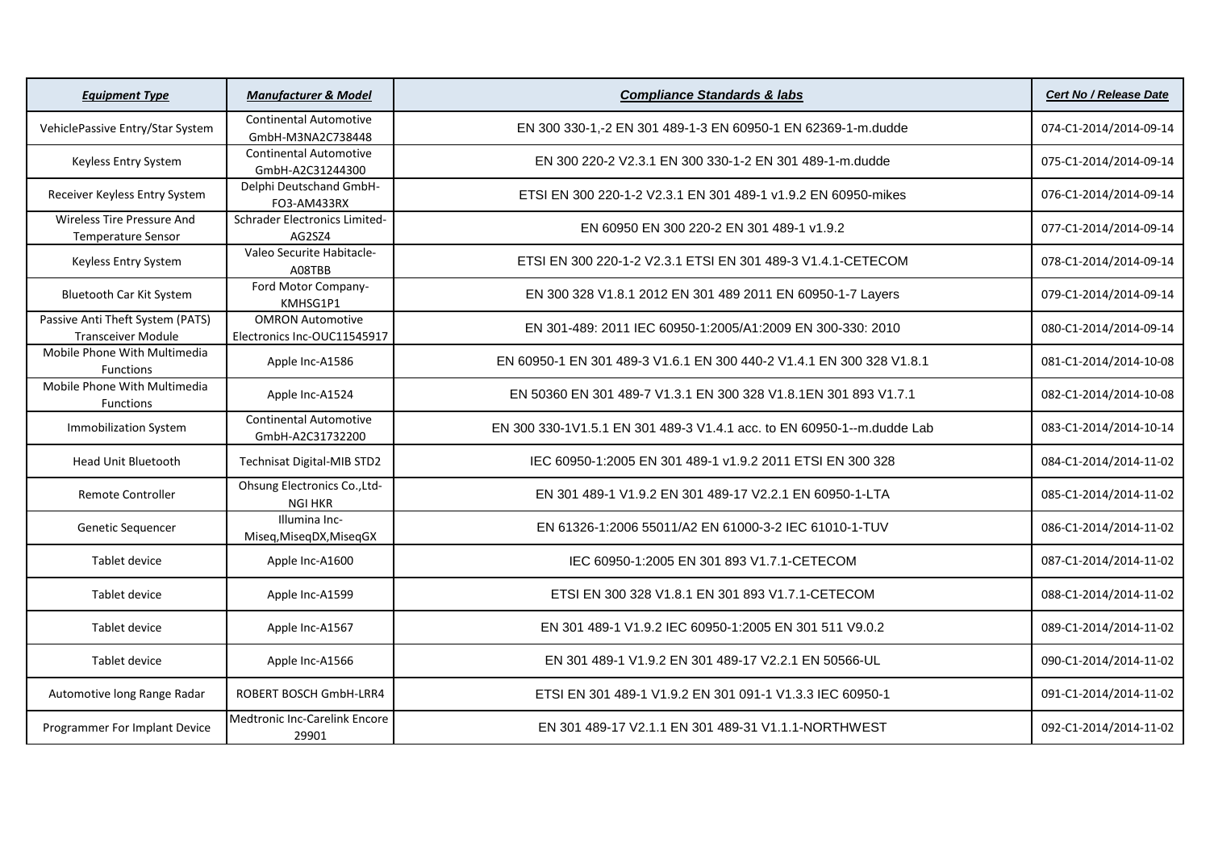| ***Equipment Type*** | ***Manufacturer & Model*** | ***Compliance Standards & labs*** | ***Cert No / Release Date*** |
|---|---|---|---|
| VehiclePassive Entry/Star System | Continental Automotive GmbH-M3NA2C738448 | EN 300 330-1,-2 EN 301 489-1-3 EN 60950-1 EN 62369-1-m.dudde | 074-C1-2014/2014-09-14 |
| Keyless Entry System | Continental Automotive GmbH-A2C31244300 | EN 300 220-2 V2.3.1 EN 300 330-1-2 EN 301 489-1-m.dudde | 075-C1-2014/2014-09-14 |
| Receiver Keyless Entry System | Delphi Deutschand GmbH-FO3-AM433RX | ETSI EN 300 220-1-2 V2.3.1 EN 301 489-1 v1.9.2 EN 60950-mikes | 076-C1-2014/2014-09-14 |
| Wireless Tire Pressure And Temperature Sensor | Schrader Electronics Limited-AG2SZ4 | EN 60950 EN 300 220-2 EN 301 489-1 v1.9.2 | 077-C1-2014/2014-09-14 |
| Keyless Entry System | Valeo Securite Habitacle-A08TBB | ETSI EN 300 220-1-2 V2.3.1 ETSI EN 301 489-3 V1.4.1-CETECOM | 078-C1-2014/2014-09-14 |
| Bluetooth Car Kit System | Ford Motor Company-KMHSG1P1 | EN 300 328 V1.8.1 2012 EN 301 489 2011 EN 60950-1-7 Layers | 079-C1-2014/2014-09-14 |
| Passive Anti Theft System (PATS) Transceiver Module | OMRON Automotive Electronics Inc-OUC11545917 | EN 301-489: 2011 IEC 60950-1:2005/A1:2009 EN 300-330: 2010 | 080-C1-2014/2014-09-14 |
| Mobile Phone With Multimedia Functions | Apple Inc-A1586 | EN 60950-1 EN 301 489-3 V1.6.1 EN 300 440-2 V1.4.1 EN 300 328 V1.8.1 | 081-C1-2014/2014-10-08 |
| Mobile Phone With Multimedia Functions | Apple Inc-A1524 | EN 50360 EN 301 489-7 V1.3.1 EN 300 328 V1.8.1EN 301 893 V1.7.1 | 082-C1-2014/2014-10-08 |
| Immobilization System | Continental Automotive GmbH-A2C31732200 | EN 300 330-1V1.5.1 EN 301 489-3 V1.4.1 acc. to EN 60950-1--m.dudde Lab | 083-C1-2014/2014-10-14 |
| Head Unit Bluetooth | Technisat Digital-MIB STD2 | IEC 60950-1:2005 EN 301 489-1 v1.9.2 2011 ETSI EN 300 328 | 084-C1-2014/2014-11-02 |
| Remote Controller | Ohsung Electronics Co.,Ltd-NGI HKR | EN 301 489-1 V1.9.2 EN 301 489-17 V2.2.1 EN 60950-1-LTA | 085-C1-2014/2014-11-02 |
| Genetic Sequencer | Illumina Inc-Miseq,MiseqDX,MiseqGX | EN 61326-1:2006 55011/A2 EN 61000-3-2 IEC 61010-1-TUV | 086-C1-2014/2014-11-02 |
| Tablet device | Apple Inc-A1600 | IEC 60950-1:2005 EN 301 893 V1.7.1-CETECOM | 087-C1-2014/2014-11-02 |
| Tablet device | Apple Inc-A1599 | ETSI EN 300 328 V1.8.1 EN 301 893 V1.7.1-CETECOM | 088-C1-2014/2014-11-02 |
| Tablet device | Apple Inc-A1567 | EN 301 489-1 V1.9.2 IEC 60950-1:2005 EN 301 511 V9.0.2 | 089-C1-2014/2014-11-02 |
| Tablet device | Apple Inc-A1566 | EN 301 489-1 V1.9.2 EN 301 489-17 V2.2.1 EN 50566-UL | 090-C1-2014/2014-11-02 |
| Automotive long Range Radar | ROBERT BOSCH GmbH-LRR4 | ETSI EN 301 489-1 V1.9.2 EN 301 091-1 V1.3.3 IEC 60950-1 | 091-C1-2014/2014-11-02 |
| Programmer For Implant Device | Medtronic Inc-Carelink Encore 29901 | EN 301 489-17 V2.1.1 EN 301 489-31 V1.1.1-NORTHWEST | 092-C1-2014/2014-11-02 |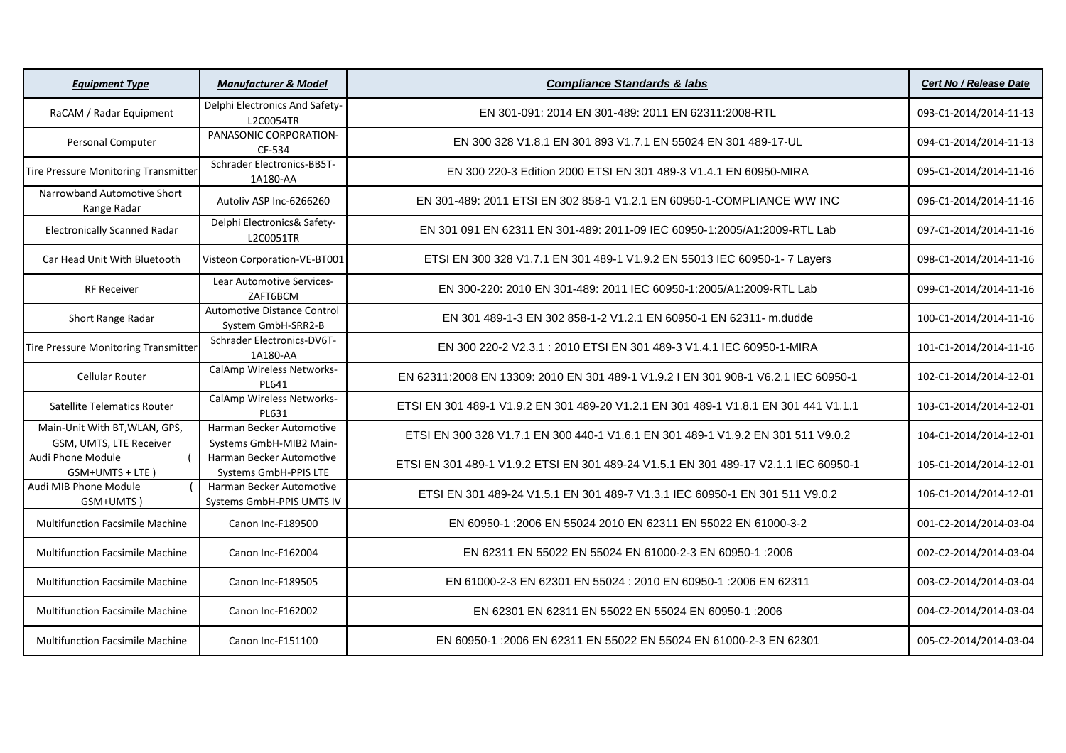| ***Equipment Type*** | ***Manufacturer & Model*** | ***Compliance Standards & labs*** | ***Cert No / Release Date*** |
| --- | --- | --- | --- |
| RaCAM / Radar Equipment | Delphi Electronics And Safety-L2C0054TR | EN 301-091: 2014 EN 301-489: 2011 EN 62311:2008-RTL | 093-C1-2014/2014-11-13 |
| Personal Computer | PANASONIC CORPORATION-CF-534 | EN 300 328 V1.8.1 EN 301 893 V1.7.1 EN 55024 EN 301 489-17-UL | 094-C1-2014/2014-11-13 |
| Tire Pressure Monitoring Transmitter | Schrader Electronics-BB5T-1A180-AA | EN 300 220-3 Edition 2000 ETSI EN 301 489-3 V1.4.1 EN 60950-MIRA | 095-C1-2014/2014-11-16 |
| Narrowband Automotive Short Range Radar | Autoliv ASP Inc-6266260 | EN 301-489: 2011 ETSI EN 302 858-1 V1.2.1 EN 60950-1-COMPLIANCE WW INC | 096-C1-2014/2014-11-16 |
| Electronically Scanned Radar | Delphi Electronics& Safety-L2C0051TR | EN 301 091 EN 62311 EN 301-489: 2011-09 IEC 60950-1:2005/A1:2009-RTL Lab | 097-C1-2014/2014-11-16 |
| Car Head Unit With Bluetooth | Visteon Corporation-VE-BT001 | ETSI EN 300 328 V1.7.1 EN 301 489-1 V1.9.2 EN 55013 IEC 60950-1- 7 Layers | 098-C1-2014/2014-11-16 |
| RF Receiver | Lear Automotive Services-ZAFT6BCM | EN 300-220: 2010 EN 301-489: 2011 IEC 60950-1:2005/A1:2009-RTL Lab | 099-C1-2014/2014-11-16 |
| Short Range Radar | Automotive Distance Control System GmbH-SRR2-B | EN 301 489-1-3 EN 302 858-1-2 V1.2.1 EN 60950-1 EN 62311- m.dudde | 100-C1-2014/2014-11-16 |
| Tire Pressure Monitoring Transmitter | Schrader Electronics-DV6T-1A180-AA | EN 300 220-2 V2.3.1 : 2010 ETSI EN 301 489-3 V1.4.1 IEC 60950-1-MIRA | 101-C1-2014/2014-11-16 |
| Cellular Router | CalAmp Wireless Networks-PL641 | EN 62311:2008 EN 13309: 2010 EN 301 489-1 V1.9.2 I EN 301 908-1 V6.2.1 IEC 60950-1 | 102-C1-2014/2014-12-01 |
| Satellite Telematics Router | CalAmp Wireless Networks-PL631 | ETSI EN 301 489-1 V1.9.2 EN 301 489-20 V1.2.1 EN 301 489-1 V1.8.1 EN 301 441 V1.1.1 | 103-C1-2014/2014-12-01 |
| Main-Unit With BT,WLAN, GPS, GSM, UMTS, LTE Receiver | Harman Becker Automotive Systems GmbH-MIB2 Main- | ETSI EN 300 328 V1.7.1 EN 300 440-1 V1.6.1 EN 301 489-1 V1.9.2 EN 301 511 V9.0.2 | 104-C1-2014/2014-12-01 |
| Audi Phone Module ( GSM+UMTS + LTE ) | Harman Becker Automotive Systems GmbH-PPIS LTE | ETSI EN 301 489-1 V1.9.2 ETSI EN 301 489-24 V1.5.1 EN 301 489-17 V2.1.1 IEC 60950-1 | 105-C1-2014/2014-12-01 |
| Audi MIB Phone Module ( GSM+UMTS ) | Harman Becker Automotive Systems GmbH-PPIS UMTS IV | ETSI EN 301 489-24 V1.5.1 EN 301 489-7 V1.3.1 IEC 60950-1 EN 301 511 V9.0.2 | 106-C1-2014/2014-12-01 |
| Multifunction Facsimile Machine | Canon Inc-F189500 | EN 60950-1 :2006 EN 55024 2010 EN 62311 EN 55022 EN 61000-3-2 | 001-C2-2014/2014-03-04 |
| Multifunction Facsimile Machine | Canon Inc-F162004 | EN 62311 EN 55022 EN 55024 EN 61000-2-3 EN 60950-1 :2006 | 002-C2-2014/2014-03-04 |
| Multifunction Facsimile Machine | Canon Inc-F189505 | EN 61000-2-3 EN 62301 EN 55024 : 2010 EN 60950-1 :2006 EN 62311 | 003-C2-2014/2014-03-04 |
| Multifunction Facsimile Machine | Canon Inc-F162002 | EN 62301 EN 62311 EN 55022 EN 55024 EN 60950-1 :2006 | 004-C2-2014/2014-03-04 |
| Multifunction Facsimile Machine | Canon Inc-F151100 | EN 60950-1 :2006 EN 62311 EN 55022 EN 55024 EN 61000-2-3 EN 62301 | 005-C2-2014/2014-03-04 |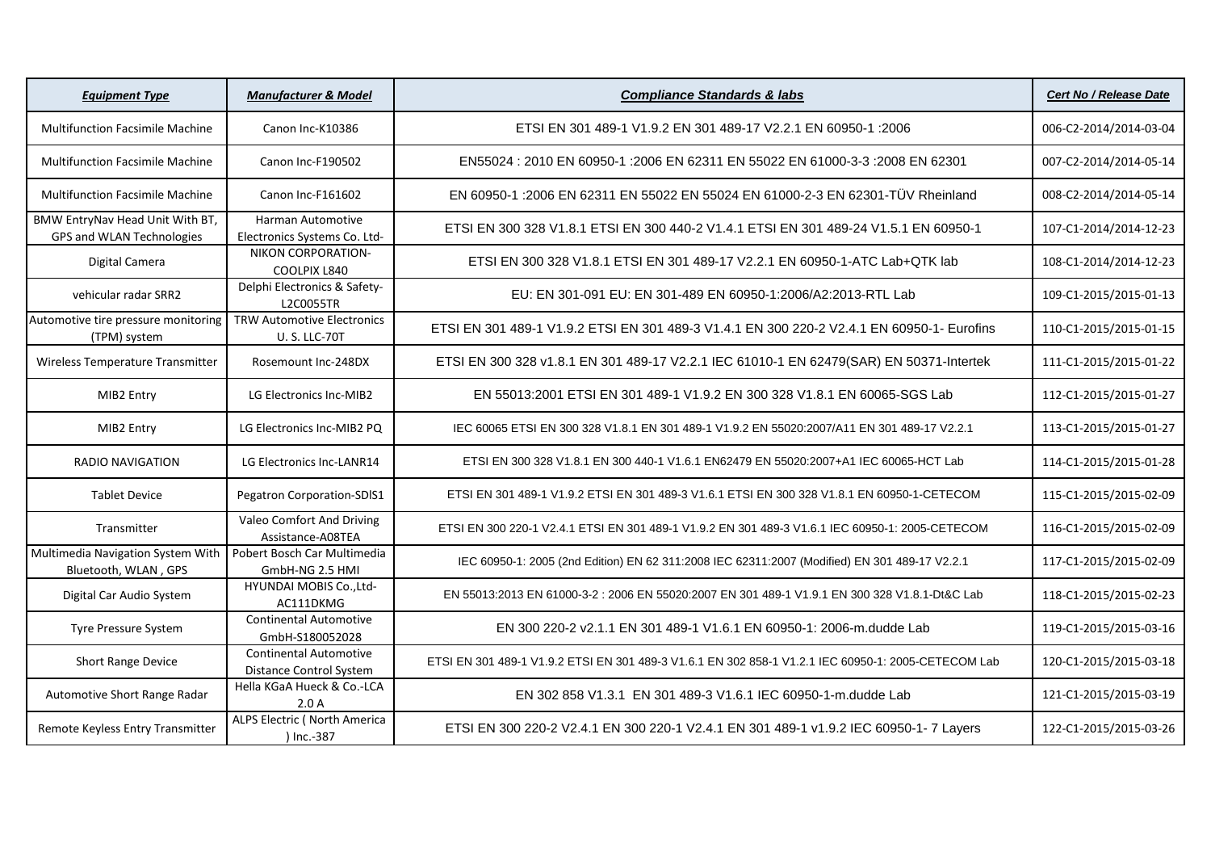| *Equipment Type* | *Manufacturer & Model* | *Compliance Standards & labs* | *Cert No / Release Date* |
|---|---|---|---|
| Multifunction Facsimile Machine | Canon Inc-K10386 | ETSI EN 301 489-1 V1.9.2 EN 301 489-17 V2.2.1 EN 60950-1 :2006 | 006-C2-2014/2014-03-04 |
| Multifunction Facsimile Machine | Canon Inc-F190502 | EN55024 : 2010 EN 60950-1 :2006 EN 62311 EN 55022 EN 61000-3-3 :2008 EN 62301 | 007-C2-2014/2014-05-14 |
| Multifunction Facsimile Machine | Canon Inc-F161602 | EN 60950-1 :2006 EN 62311 EN 55022 EN 55024 EN 61000-2-3 EN 62301-TÜV Rheinland | 008-C2-2014/2014-05-14 |
| BMW EntryNav Head Unit With BT, GPS and WLAN Technologies | Harman Automotive Electronics Systems Co. Ltd- | ETSI EN 300 328 V1.8.1 ETSI EN 300 440-2 V1.4.1 ETSI EN 301 489-24 V1.5.1 EN 60950-1 | 107-C1-2014/2014-12-23 |
| Digital Camera | NIKON CORPORATION-COOLPIX L840 | ETSI EN 300 328 V1.8.1 ETSI EN 301 489-17 V2.2.1 EN 60950-1-ATC Lab+QTK lab | 108-C1-2014/2014-12-23 |
| vehicular radar SRR2 | Delphi Electronics & Safety-L2C0055TR | EU: EN 301-091 EU: EN 301-489 EN 60950-1:2006/A2:2013-RTL Lab | 109-C1-2015/2015-01-13 |
| Automotive tire pressure monitoring (TPM) system | TRW Automotive Electronics U. S. LLC-70T | ETSI EN 301 489-1 V1.9.2 ETSI EN 301 489-3 V1.4.1 EN 300 220-2 V2.4.1 EN 60950-1- Eurofins | 110-C1-2015/2015-01-15 |
| Wireless Temperature Transmitter | Rosemount Inc-248DX | ETSI EN 300 328 v1.8.1 EN 301 489-17 V2.2.1 IEC 61010-1 EN 62479(SAR) EN 50371-Intertek | 111-C1-2015/2015-01-22 |
| MIB2 Entry | LG Electronics Inc-MIB2 | EN 55013:2001 ETSI EN 301 489-1 V1.9.2 EN 300 328 V1.8.1 EN 60065-SGS Lab | 112-C1-2015/2015-01-27 |
| MIB2 Entry | LG Electronics Inc-MIB2 PQ | IEC 60065 ETSI EN 300 328 V1.8.1 EN 301 489-1 V1.9.2 EN 55020:2007/A11 EN 301 489-17 V2.2.1 | 113-C1-2015/2015-01-27 |
| RADIO NAVIGATION | LG Electronics Inc-LANR14 | ETSI EN 300 328 V1.8.1 EN 300 440-1 V1.6.1 EN62479 EN 55020:2007+A1 IEC 60065-HCT Lab | 114-C1-2015/2015-01-28 |
| Tablet Device | Pegatron Corporation-SDlS1 | ETSI EN 301 489-1 V1.9.2 ETSI EN 301 489-3 V1.6.1 ETSI EN 300 328 V1.8.1 EN 60950-1-CETECOM | 115-C1-2015/2015-02-09 |
| Transmitter | Valeo Comfort And Driving Assistance-A08TEA | ETSI EN 300 220-1 V2.4.1 ETSI EN 301 489-1 V1.9.2 EN 301 489-3 V1.6.1 IEC 60950-1: 2005-CETECOM | 116-C1-2015/2015-02-09 |
| Multimedia Navigation System With Bluetooth, WLAN , GPS | Pobert Bosch Car Multimedia GmbH-NG 2.5 HMI | IEC 60950-1: 2005 (2nd Edition) EN 62 311:2008 IEC 62311:2007 (Modified) EN 301 489-17 V2.2.1 | 117-C1-2015/2015-02-09 |
| Digital Car Audio System | HYUNDAI MOBIS Co.,Ltd-AC111DKMG | EN 55013:2013 EN 61000-3-2 : 2006 EN 55020:2007 EN 301 489-1 V1.9.1 EN 300 328 V1.8.1-Dt&C Lab | 118-C1-2015/2015-02-23 |
| Tyre Pressure System | Continental Automotive GmbH-S180052028 | EN 300 220-2 v2.1.1 EN 301 489-1 V1.6.1 EN 60950-1: 2006-m.dudde Lab | 119-C1-2015/2015-03-16 |
| Short Range Device | Continental Automotive Distance Control System | ETSI EN 301 489-1 V1.9.2 ETSI EN 301 489-3 V1.6.1 EN 302 858-1 V1.2.1 IEC 60950-1: 2005-CETECOM Lab | 120-C1-2015/2015-03-18 |
| Automotive Short Range Radar | Hella KGaA Hueck & Co.-LCA 2.0 A | EN 302 858 V1.3.1 EN 301 489-3 V1.6.1 IEC 60950-1-m.dudde Lab | 121-C1-2015/2015-03-19 |
| Remote Keyless Entry Transmitter | ALPS Electric ( North America ) Inc.-387 | ETSI EN 300 220-2 V2.4.1 EN 300 220-1 V2.4.1 EN 301 489-1 v1.9.2 IEC 60950-1- 7 Layers | 122-C1-2015/2015-03-26 |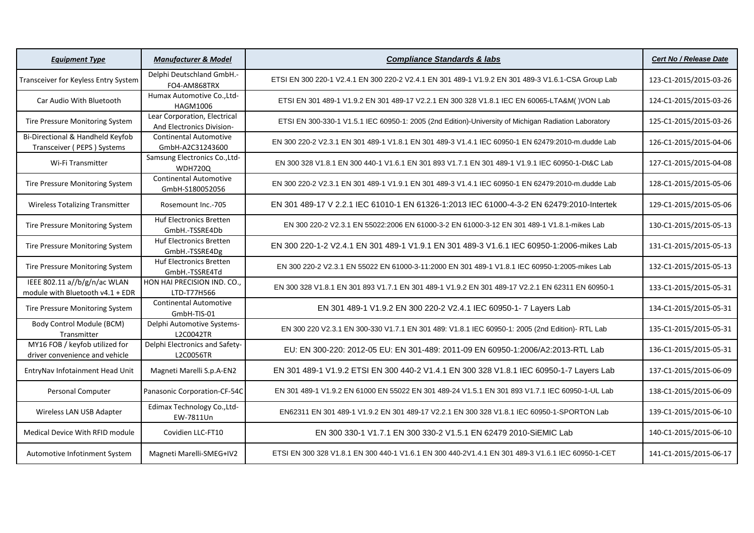| ***Equipment Type*** | ***Manufacturer & Model*** | ***Compliance Standards & labs*** | ***Cert No / Release Date*** |
| --- | --- | --- | --- |
| Transceiver for Keyless Entry System | Delphi Deutschland GmbH.-FO4-AM868TRX | ETSI EN 300 220-1 V2.4.1 EN 300 220-2 V2.4.1 EN 301 489-1 V1.9.2 EN 301 489-3 V1.6.1-CSA Group Lab | 123-C1-2015/2015-03-26 |
| Car Audio With Bluetooth | Humax Automotive Co.,Ltd-HAGM1006 | ETSI EN 301 489-1 V1.9.2 EN 301 489-17 V2.2.1 EN 300 328 V1.8.1 IEC EN 60065-LTA&M( )VON Lab | 124-C1-2015/2015-03-26 |
| Tire Pressure Monitoring System | Lear Corporation, Electrical And Electronics Division- | ETSI EN 300-330-1 V1.5.1 IEC 60950-1: 2005 (2nd Edition)-University of Michigan Radiation Laboratory | 125-C1-2015/2015-03-26 |
| Bi-Directional & Handheld Keyfob Transceiver ( PEPS ) Systems | Continental Automotive GmbH-A2C31243600 | EN 300 220-2 V2.3.1 EN 301 489-1 V1.8.1 EN 301 489-3 V1.4.1 IEC 60950-1 EN 62479:2010-m.dudde Lab | 126-C1-2015/2015-04-06 |
| Wi-Fi Transmitter | Samsung Electronics Co.,Ltd-WDH720Q | EN 300 328 V1.8.1 EN 300 440-1 V1.6.1 EN 301 893 V1.7.1 EN 301 489-1 V1.9.1 IEC 60950-1-Dt&C Lab | 127-C1-2015/2015-04-08 |
| Tire Pressure Monitoring System | Continental Automotive GmbH-S180052056 | EN 300 220-2 V2.3.1 EN 301 489-1 V1.9.1 EN 301 489-3 V1.4.1 IEC 60950-1 EN 62479:2010-m.dudde Lab | 128-C1-2015/2015-05-06 |
| Wireless Totalizing Transmitter | Rosemount Inc.-705 | EN 301 489-17 V 2.2.1 IEC 61010-1 EN 61326-1:2013 IEC 61000-4-3-2 EN 62479:2010-Intertek | 129-C1-2015/2015-05-06 |
| Tire Pressure Monitoring System | Huf Electronics Bretten GmbH.-TSSRE4Db | EN 300 220-2 V2.3.1 EN 55022:2006 EN 61000-3-2 EN 61000-3-12 EN 301 489-1 V1.8.1-mikes Lab | 130-C1-2015/2015-05-13 |
| Tire Pressure Monitoring System | Huf Electronics Bretten GmbH.-TSSRE4Dg | EN 300 220-1-2 V2.4.1 EN 301 489-1 V1.9.1 EN 301 489-3 V1.6.1 IEC 60950-1:2006-mikes Lab | 131-C1-2015/2015-05-13 |
| Tire Pressure Monitoring System | Huf Electronics Bretten GmbH.-TSSRE4Td | EN 300 220-2 V2.3.1 EN 55022 EN 61000-3-11:2000 EN 301 489-1 V1.8.1 IEC 60950-1:2005-mikes Lab | 132-C1-2015/2015-05-13 |
| IEEE 802.11 a//b/g/n/ac WLAN module with Bluetooth v4.1 + EDR | HON HAI PRECISION IND. CO., LTD-T77H566 | EN 300 328 V1.8.1 EN 301 893 V1.7.1 EN 301 489-1 V1.9.2 EN 301 489-17 V2.2.1 EN 62311 EN 60950-1 | 133-C1-2015/2015-05-31 |
| Tire Pressure Monitoring System | Continental Automotive GmbH-TIS-01 | EN 301 489-1 V1.9.2 EN 300 220-2 V2.4.1 IEC 60950-1- 7 Layers Lab | 134-C1-2015/2015-05-31 |
| Body Control Module (BCM) Transmitter | Delphi Automotive Systems-L2C0042TR | EN 300 220 V2.3.1 EN 300-330 V1.7.1 EN 301 489: V1.8.1 IEC 60950-1: 2005 (2nd Edition)- RTL Lab | 135-C1-2015/2015-05-31 |
| MY16 FOB / keyfob utilized for driver convenience and vehicle | Delphi Electronics and Safety-L2C0056TR | EU: EN 300-220: 2012-05 EU: EN 301-489: 2011-09 EN 60950-1:2006/A2:2013-RTL Lab | 136-C1-2015/2015-05-31 |
| EntryNav Infotainment Head Unit | Magneti Marelli S.p.A-EN2 | EN 301 489-1 V1.9.2 ETSI EN 300 440-2 V1.4.1 EN 300 328 V1.8.1 IEC 60950-1-7 Layers Lab | 137-C1-2015/2015-06-09 |
| Personal Computer | Panasonic Corporation-CF-54C | EN 301 489-1 V1.9.2 EN 61000 EN 55022 EN 301 489-24 V1.5.1 EN 301 893 V1.7.1 IEC 60950-1-UL Lab | 138-C1-2015/2015-06-09 |
| Wireless LAN USB Adapter | Edimax Technology Co.,Ltd-EW-7811Un | EN62311 EN 301 489-1 V1.9.2 EN 301 489-17 V2.2.1 EN 300 328 V1.8.1 IEC 60950-1-SPORTON Lab | 139-C1-2015/2015-06-10 |
| Medical Device With RFID module | Covidien LLC-FT10 | EN 300 330-1 V1.7.1 EN 300 330-2 V1.5.1 EN 62479 2010-SiEMIC Lab | 140-C1-2015/2015-06-10 |
| Automotive Infotinment System | Magneti Marelli-SMEG+IV2 | ETSI EN 300 328 V1.8.1 EN 300 440-1 V1.6.1 EN 300 440-2V1.4.1 EN 301 489-3 V1.6.1 IEC 60950-1-CET | 141-C1-2015/2015-06-17 |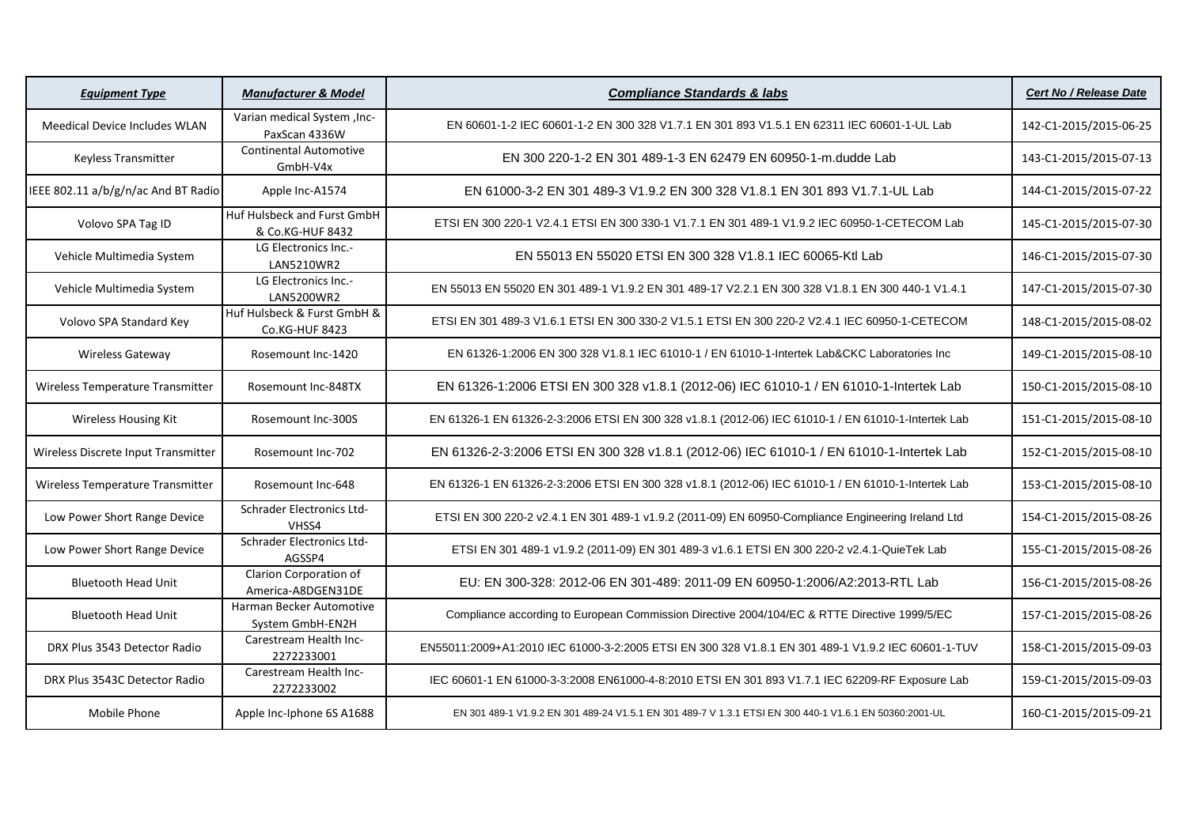| *Equipment Type* | *Manufacturer & Model* | *Compliance Standards & labs* | *Cert No / Release Date* |
|---|---|---|---|
| Meedical Device Includes WLAN | Varian medical System ,Inc-PaxScan 4336W | EN 60601-1-2 IEC 60601-1-2 EN 300 328 V1.7.1 EN 301 893 V1.5.1 EN 62311 IEC 60601-1-UL Lab | 142-C1-2015/2015-06-25 |
| Keyless Transmitter | Continental Automotive GmbH-V4x | EN 300 220-1-2 EN 301 489-1-3 EN 62479 EN 60950-1-m.dudde Lab | 143-C1-2015/2015-07-13 |
| IEEE 802.11 a/b/g/n/ac And BT Radio | Apple Inc-A1574 | EN 61000-3-2 EN 301 489-3 V1.9.2 EN 300 328 V1.8.1 EN 301 893 V1.7.1-UL Lab | 144-C1-2015/2015-07-22 |
| Volovo SPA Tag ID | Huf Hulsbeck and Furst GmbH & Co.KG-HUF 8432 | ETSI EN 300 220-1 V2.4.1 ETSI EN 300 330-1 V1.7.1 EN 301 489-1 V1.9.2 IEC 60950-1-CETECOM Lab | 145-C1-2015/2015-07-30 |
| Vehicle Multimedia System | LG Electronics Inc.-LAN5210WR2 | EN 55013 EN 55020 ETSI EN 300 328 V1.8.1 IEC 60065-Ktl Lab | 146-C1-2015/2015-07-30 |
| Vehicle Multimedia System | LG Electronics Inc.-LAN5200WR2 | EN 55013 EN 55020 EN 301 489-1 V1.9.2 EN 301 489-17 V2.2.1 EN 300 328 V1.8.1 EN 300 440-1 V1.4.1 | 147-C1-2015/2015-07-30 |
| Volovo SPA Standard Key | Huf Hulsbeck & Furst GmbH & Co.KG-HUF 8423 | ETSI EN 301 489-3 V1.6.1 ETSI EN 300 330-2 V1.5.1 ETSI EN 300 220-2 V2.4.1 IEC 60950-1-CETECOM | 148-C1-2015/2015-08-02 |
| Wireless Gateway | Rosemount Inc-1420 | EN 61326-1:2006 EN 300 328 V1.8.1 IEC 61010-1 / EN 61010-1-Intertek Lab&CKC Laboratories Inc | 149-C1-2015/2015-08-10 |
| Wireless Temperature Transmitter | Rosemount Inc-848TX | EN 61326-1:2006 ETSI EN 300 328 v1.8.1 (2012-06) IEC 61010-1 / EN 61010-1-Intertek Lab | 150-C1-2015/2015-08-10 |
| Wireless Housing Kit | Rosemount Inc-300S | EN 61326-1 EN 61326-2-3:2006 ETSI EN 300 328 v1.8.1 (2012-06) IEC 61010-1 / EN 61010-1-Intertek Lab | 151-C1-2015/2015-08-10 |
| Wireless Discrete Input Transmitter | Rosemount Inc-702 | EN 61326-2-3:2006 ETSI EN 300 328 v1.8.1 (2012-06) IEC 61010-1 / EN 61010-1-Intertek Lab | 152-C1-2015/2015-08-10 |
| Wireless Temperature Transmitter | Rosemount Inc-648 | EN 61326-1 EN 61326-2-3:2006 ETSI EN 300 328 v1.8.1 (2012-06) IEC 61010-1 / EN 61010-1-Intertek Lab | 153-C1-2015/2015-08-10 |
| Low Power Short Range Device | Schrader Electronics Ltd-VHSS4 | ETSI EN 300 220-2 v2.4.1 EN 301 489-1 v1.9.2 (2011-09) EN 60950-Compliance Engineering Ireland Ltd | 154-C1-2015/2015-08-26 |
| Low Power Short Range Device | Schrader Electronics Ltd-AGSSP4 | ETSI EN 301 489-1 v1.9.2 (2011-09) EN 301 489-3 v1.6.1 ETSI EN 300 220-2 v2.4.1-QuieTek Lab | 155-C1-2015/2015-08-26 |
| Bluetooth Head Unit | Clarion Corporation of America-A8DGEN31DE | EU: EN 300-328: 2012-06 EN 301-489: 2011-09 EN 60950-1:2006/A2:2013-RTL Lab | 156-C1-2015/2015-08-26 |
| Bluetooth Head Unit | Harman Becker Automotive System GmbH-EN2H | Compliance according to European Commission Directive 2004/104/EC & RTTE Directive 1999/5/EC | 157-C1-2015/2015-08-26 |
| DRX Plus 3543 Detector Radio | Carestream Health Inc-2272233001 | EN55011:2009+A1:2010 IEC 61000-3-2:2005 ETSI EN 300 328 V1.8.1 EN 301 489-1 V1.9.2 IEC 60601-1-TUV | 158-C1-2015/2015-09-03 |
| DRX Plus 3543C Detector Radio | Carestream Health Inc-2272233002 | IEC 60601-1 EN 61000-3-3:2008 EN61000-4-8:2010 ETSI EN 301 893 V1.7.1 IEC 62209-RF Exposure Lab | 159-C1-2015/2015-09-03 |
| Mobile Phone | Apple Inc-Iphone 6S A1688 | EN 301 489-1 V1.9.2 EN 301 489-24 V1.5.1 EN 301 489-7 V 1.3.1 ETSI EN 300 440-1 V1.6.1 EN 50360:2001-UL | 160-C1-2015/2015-09-21 |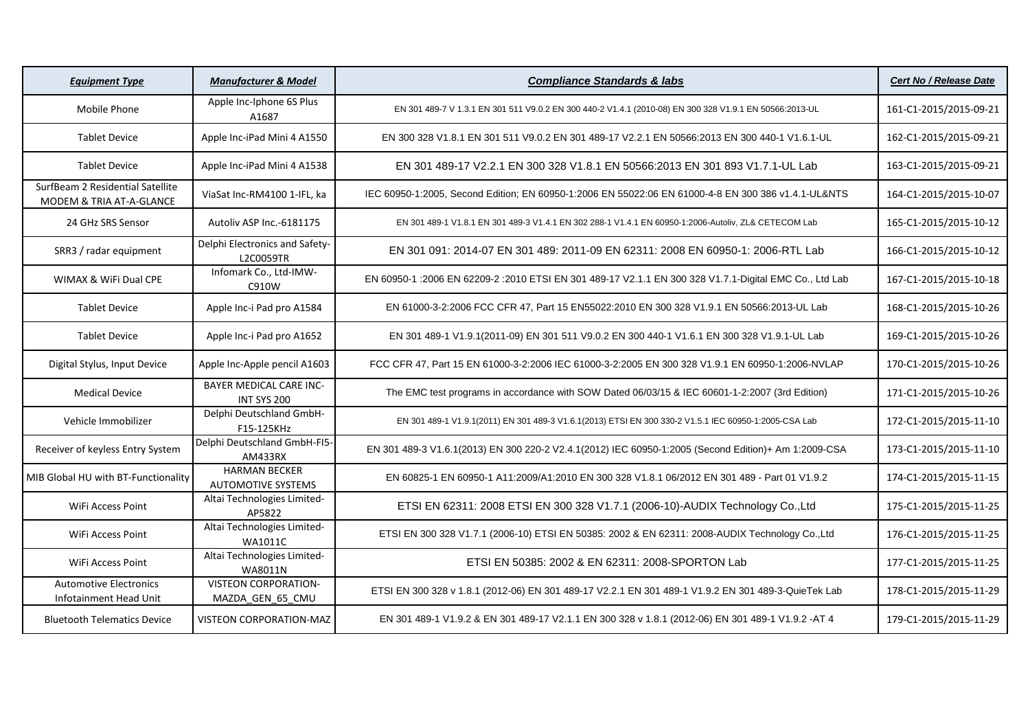| ***Equipment Type*** | ***Manufacturer & Model*** | ***Compliance Standards & labs*** | ***Cert No / Release Date*** |
|---|---|---|---|
| Mobile Phone | Apple Inc-Iphone 6S Plus A1687 | EN 301 489-7 V 1.3.1 EN 301 511 V9.0.2 EN 300 440-2 V1.4.1 (2010-08) EN 300 328 V1.9.1 EN 50566:2013-UL | 161-C1-2015/2015-09-21 |
| Tablet Device | Apple Inc-iPad Mini 4 A1550 | EN 300 328 V1.8.1 EN 301 511 V9.0.2 EN 301 489-17 V2.2.1 EN 50566:2013 EN 300 440-1 V1.6.1-UL | 162-C1-2015/2015-09-21 |
| Tablet Device | Apple Inc-iPad Mini 4 A1538 | EN 301 489-17 V2.2.1 EN 300 328 V1.8.1 EN 50566:2013 EN 301 893 V1.7.1-UL Lab | 163-C1-2015/2015-09-21 |
| SurfBeam 2 Residential Satellite MODEM & TRIA AT-A-GLANCE | ViaSat Inc-RM4100 1-IFL, ka | IEC 60950-1:2005, Second Edition; EN 60950-1:2006 EN 55022:06 EN 61000-4-8 EN 300 386 v1.4.1-UL&NTS | 164-C1-2015/2015-10-07 |
| 24 GHz SRS Sensor | Autoliv ASP Inc.-6181175 | EN 301 489-1 V1.8.1 EN 301 489-3 V1.4.1 EN 302 288-1 V1.4.1 EN 60950-1:2006-Autoliv, ZL& CETECOM Lab | 165-C1-2015/2015-10-12 |
| SRR3 / radar equipment | Delphi Electronics and Safety-L2C0059TR | EN 301 091: 2014-07 EN 301 489: 2011-09 EN 62311: 2008 EN 60950-1: 2006-RTL Lab | 166-C1-2015/2015-10-12 |
| WIMAX & WiFi Dual CPE | Infomark Co., Ltd-IMW-C910W | EN 60950-1 :2006 EN 62209-2 :2010 ETSI EN 301 489-17 V2.1.1 EN 300 328 V1.7.1-Digital EMC Co., Ltd Lab | 167-C1-2015/2015-10-18 |
| Tablet Device | Apple Inc-i Pad pro A1584 | EN 61000-3-2:2006 FCC CFR 47, Part 15 EN55022:2010 EN 300 328 V1.9.1 EN 50566:2013-UL Lab | 168-C1-2015/2015-10-26 |
| Tablet Device | Apple Inc-i Pad pro A1652 | EN 301 489-1 V1.9.1(2011-09) EN 301 511 V9.0.2 EN 300 440-1 V1.6.1 EN 300 328 V1.9.1-UL Lab | 169-C1-2015/2015-10-26 |
| Digital Stylus, Input Device | Apple Inc-Apple pencil A1603 | FCC CFR 47, Part 15 EN 61000-3-2:2006 IEC 61000-3-2:2005 EN 300 328 V1.9.1 EN 60950-1:2006-NVLAP | 170-C1-2015/2015-10-26 |
| Medical Device | BAYER MEDICAL CARE INC-INT SYS 200 | The EMC test programs in accordance with SOW Dated 06/03/15 & IEC 60601-1-2:2007 (3rd Edition) | 171-C1-2015/2015-10-26 |
| Vehicle Immobilizer | Delphi Deutschland GmbH-F15-125KHz | EN 301 489-1 V1.9.1(2011) EN 301 489-3 V1.6.1(2013) ETSI EN 300 330-2 V1.5.1 IEC 60950-1:2005-CSA Lab | 172-C1-2015/2015-11-10 |
| Receiver of keyless Entry System | Delphi Deutschland GmbH-FI5-AM433RX | EN 301 489-3 V1.6.1(2013) EN 300 220-2 V2.4.1(2012) IEC 60950-1:2005 (Second Edition)+ Am 1:2009-CSA | 173-C1-2015/2015-11-10 |
| MIB Global HU with BT-Functionality | HARMAN BECKER AUTOMOTIVE SYSTEMS | EN 60825-1 EN 60950-1 A11:2009/A1:2010 EN 300 328 V1.8.1 06/2012 EN 301 489 - Part 01 V1.9.2 | 174-C1-2015/2015-11-15 |
| WiFi Access Point | Altai Technologies Limited-AP5822 | ETSI EN 62311: 2008 ETSI EN 300 328 V1.7.1 (2006-10)-AUDIX Technology Co.,Ltd | 175-C1-2015/2015-11-25 |
| WiFi Access Point | Altai Technologies Limited-WA1011C | ETSI EN 300 328 V1.7.1 (2006-10) ETSI EN 50385: 2002 & EN 62311: 2008-AUDIX Technology Co.,Ltd | 176-C1-2015/2015-11-25 |
| WiFi Access Point | Altai Technologies Limited-WA8011N | ETSI EN 50385: 2002 & EN 62311: 2008-SPORTON Lab | 177-C1-2015/2015-11-25 |
| Automotive Electronics Infotainment Head Unit | VISTEON CORPORATION-MAZDA_GEN_65_CMU | ETSI EN 300 328 v 1.8.1 (2012-06) EN 301 489-17 V2.2.1 EN 301 489-1 V1.9.2 EN 301 489-3-QuieTek Lab | 178-C1-2015/2015-11-29 |
| Bluetooth Telematics Device | VISTEON CORPORATION-MAZ | EN 301 489-1 V1.9.2 & EN 301 489-17 V2.1.1 EN 300 328 v 1.8.1 (2012-06) EN 301 489-1 V1.9.2 -AT 4 | 179-C1-2015/2015-11-29 |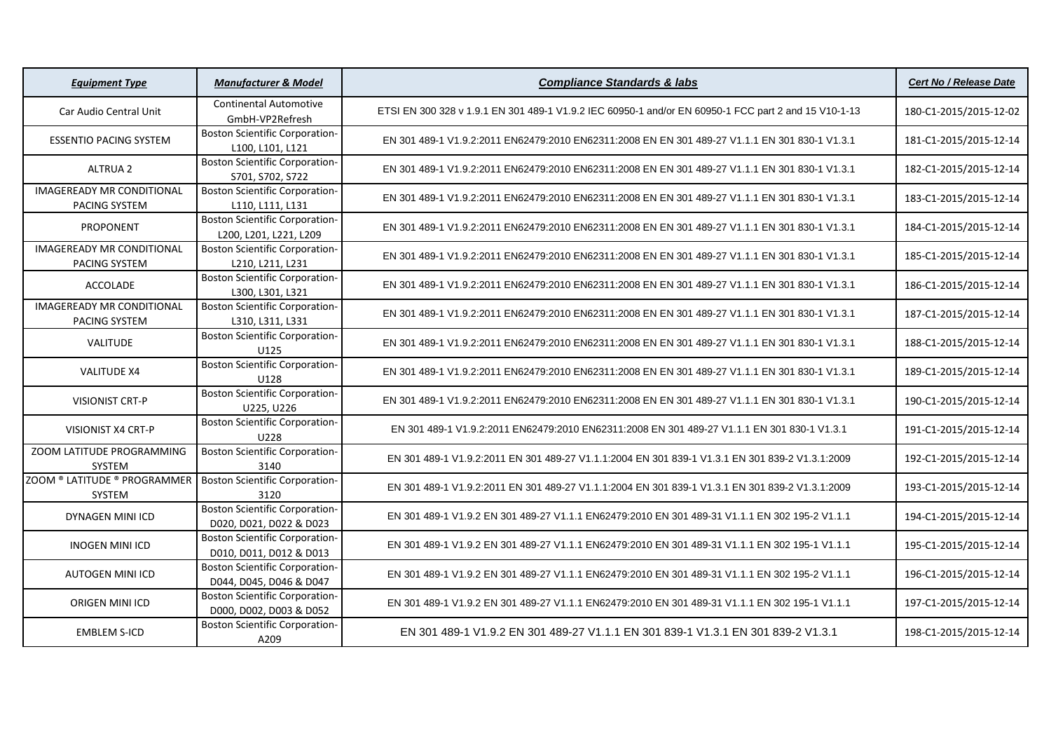| ***Equipment Type*** | ***Manufacturer & Model*** | ***Compliance Standards & labs*** | ***Cert No / Release Date*** |
|---|---|---|---|
| Car Audio Central Unit | Continental Automotive GmbH-VP2Refresh | ETSI EN 300 328 v 1.9.1 EN 301 489-1 V1.9.2 IEC 60950-1 and/or EN 60950-1 FCC part 2 and 15 V10-1-13 | 180-C1-2015/2015-12-02 |
| ESSENTIO PACING SYSTEM | Boston Scientific Corporation-L100, L101, L121 | EN 301 489-1 V1.9.2:2011 EN62479:2010 EN62311:2008 EN EN 301 489-27 V1.1.1 EN 301 830-1 V1.3.1 | 181-C1-2015/2015-12-14 |
| ALTRUA 2 | Boston Scientific Corporation-S701, S702, S722 | EN 301 489-1 V1.9.2:2011 EN62479:2010 EN62311:2008 EN EN 301 489-27 V1.1.1 EN 301 830-1 V1.3.1 | 182-C1-2015/2015-12-14 |
| IMAGEREADY MR CONDITIONAL PACING SYSTEM | Boston Scientific Corporation-L110, L111, L131 | EN 301 489-1 V1.9.2:2011 EN62479:2010 EN62311:2008 EN EN 301 489-27 V1.1.1 EN 301 830-1 V1.3.1 | 183-C1-2015/2015-12-14 |
| PROPONENT | Boston Scientific Corporation-L200, L201, L221, L209 | EN 301 489-1 V1.9.2:2011 EN62479:2010 EN62311:2008 EN EN 301 489-27 V1.1.1 EN 301 830-1 V1.3.1 | 184-C1-2015/2015-12-14 |
| IMAGEREADY MR CONDITIONAL PACING SYSTEM | Boston Scientific Corporation-L210, L211, L231 | EN 301 489-1 V1.9.2:2011 EN62479:2010 EN62311:2008 EN EN 301 489-27 V1.1.1 EN 301 830-1 V1.3.1 | 185-C1-2015/2015-12-14 |
| ACCOLADE | Boston Scientific Corporation-L300, L301, L321 | EN 301 489-1 V1.9.2:2011 EN62479:2010 EN62311:2008 EN EN 301 489-27 V1.1.1 EN 301 830-1 V1.3.1 | 186-C1-2015/2015-12-14 |
| IMAGEREADY MR CONDITIONAL PACING SYSTEM | Boston Scientific Corporation-L310, L311, L331 | EN 301 489-1 V1.9.2:2011 EN62479:2010 EN62311:2008 EN EN 301 489-27 V1.1.1 EN 301 830-1 V1.3.1 | 187-C1-2015/2015-12-14 |
| VALITUDE | Boston Scientific Corporation-U125 | EN 301 489-1 V1.9.2:2011 EN62479:2010 EN62311:2008 EN EN 301 489-27 V1.1.1 EN 301 830-1 V1.3.1 | 188-C1-2015/2015-12-14 |
| VALITUDE X4 | Boston Scientific Corporation-U128 | EN 301 489-1 V1.9.2:2011 EN62479:2010 EN62311:2008 EN EN 301 489-27 V1.1.1 EN 301 830-1 V1.3.1 | 189-C1-2015/2015-12-14 |
| VISIONIST CRT-P | Boston Scientific Corporation-U225, U226 | EN 301 489-1 V1.9.2:2011 EN62479:2010 EN62311:2008 EN EN 301 489-27 V1.1.1 EN 301 830-1 V1.3.1 | 190-C1-2015/2015-12-14 |
| VISIONIST X4 CRT-P | Boston Scientific Corporation-U228 | EN 301 489-1 V1.9.2:2011 EN62479:2010 EN62311:2008 EN 301 489-27 V1.1.1 EN 301 830-1 V1.3.1 | 191-C1-2015/2015-12-14 |
| ZOOM LATITUDE PROGRAMMING SYSTEM | Boston Scientific Corporation-3140 | EN 301 489-1 V1.9.2:2011 EN 301 489-27 V1.1.1:2004 EN 301 839-1 V1.3.1 EN 301 839-2 V1.3.1:2009 | 192-C1-2015/2015-12-14 |
| ZOOM ® LATITUDE ® PROGRAMMER SYSTEM | Boston Scientific Corporation-3120 | EN 301 489-1 V1.9.2:2011 EN 301 489-27 V1.1.1:2004 EN 301 839-1 V1.3.1 EN 301 839-2 V1.3.1:2009 | 193-C1-2015/2015-12-14 |
| DYNAGEN MINI ICD | Boston Scientific Corporation-D020, D021, D022 & D023 | EN 301 489-1 V1.9.2 EN 301 489-27 V1.1.1 EN62479:2010 EN 301 489-31 V1.1.1 EN 302 195-2 V1.1.1 | 194-C1-2015/2015-12-14 |
| INOGEN MINI ICD | Boston Scientific Corporation-D010, D011, D012 & D013 | EN 301 489-1 V1.9.2 EN 301 489-27 V1.1.1 EN62479:2010 EN 301 489-31 V1.1.1 EN 302 195-1 V1.1.1 | 195-C1-2015/2015-12-14 |
| AUTOGEN MINI ICD | Boston Scientific Corporation-D044, D045, D046 & D047 | EN 301 489-1 V1.9.2 EN 301 489-27 V1.1.1 EN62479:2010 EN 301 489-31 V1.1.1 EN 302 195-2 V1.1.1 | 196-C1-2015/2015-12-14 |
| ORIGEN MINI ICD | Boston Scientific Corporation-D000, D002, D003 & D052 | EN 301 489-1 V1.9.2 EN 301 489-27 V1.1.1 EN62479:2010 EN 301 489-31 V1.1.1 EN 302 195-1 V1.1.1 | 197-C1-2015/2015-12-14 |
| EMBLEM S-ICD | Boston Scientific Corporation-A209 | EN 301 489-1 V1.9.2 EN 301 489-27 V1.1.1 EN 301 839-1 V1.3.1 EN 301 839-2 V1.3.1 | 198-C1-2015/2015-12-14 |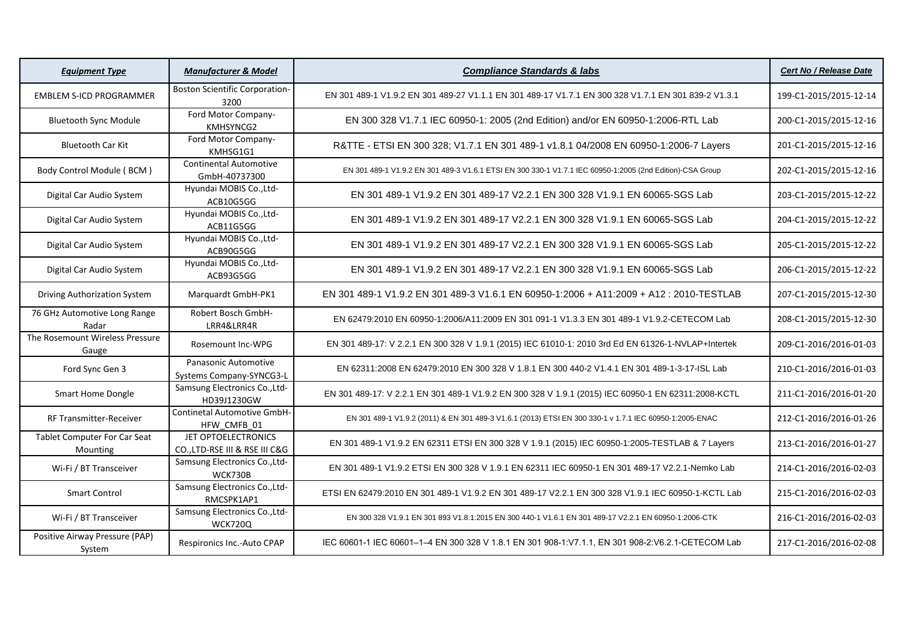| *Equipment Type* | *Manufacturer & Model* | *Compliance Standards & labs* | *Cert No / Release Date* |
|---|---|---|---|
| EMBLEM S-ICD PROGRAMMER | Boston Scientific Corporation-3200 | EN 301 489-1 V1.9.2 EN 301 489-27 V1.1.1 EN 301 489-17 V1.7.1 EN 300 328 V1.7.1 EN 301 839-2 V1.3.1 | 199-C1-2015/2015-12-14 |
| Bluetooth Sync Module | Ford Motor Company-KMHSYNCG2 | EN 300 328 V1.7.1 IEC 60950-1: 2005 (2nd Edition) and/or EN 60950-1:2006-RTL Lab | 200-C1-2015/2015-12-16 |
| Bluetooth Car Kit | Ford Motor Company-KMHSG1G1 | R&TTE - ETSI EN 300 328; V1.7.1 EN 301 489-1 v1.8.1 04/2008 EN 60950-1:2006-7 Layers | 201-C1-2015/2015-12-16 |
| Body Control Module ( BCM ) | Continental Automotive GmbH-40737300 | EN 301 489-1 V1.9.2 EN 301 489-3 V1.6.1 ETSI EN 300 330-1 V1.7.1 IEC 60950-1:2005 (2nd Edition)-CSA Group | 202-C1-2015/2015-12-16 |
| Digital Car Audio System | Hyundai MOBIS Co.,Ltd-ACB10G5GG | EN 301 489-1 V1.9.2 EN 301 489-17 V2.2.1 EN 300 328 V1.9.1 EN 60065-SGS Lab | 203-C1-2015/2015-12-22 |
| Digital Car Audio System | Hyundai MOBIS Co.,Ltd-ACB11G5GG | EN 301 489-1 V1.9.2 EN 301 489-17 V2.2.1 EN 300 328 V1.9.1 EN 60065-SGS Lab | 204-C1-2015/2015-12-22 |
| Digital Car Audio System | Hyundai MOBIS Co.,Ltd-ACB90G5GG | EN 301 489-1 V1.9.2 EN 301 489-17 V2.2.1 EN 300 328 V1.9.1 EN 60065-SGS Lab | 205-C1-2015/2015-12-22 |
| Digital Car Audio System | Hyundai MOBIS Co.,Ltd-ACB93G5GG | EN 301 489-1 V1.9.2 EN 301 489-17 V2.2.1 EN 300 328 V1.9.1 EN 60065-SGS Lab | 206-C1-2015/2015-12-22 |
| Driving Authorization System | Marquardt GmbH-PK1 | EN 301 489-1 V1.9.2 EN 301 489-3 V1.6.1 EN 60950-1:2006 + A11:2009 + A12 : 2010-TESTLAB | 207-C1-2015/2015-12-30 |
| 76 GHz Automotive Long Range Radar | Robert Bosch GmbH-LRR4&LRR4R | EN 62479:2010 EN 60950-1:2006/A11:2009 EN 301 091-1 V1.3.3 EN 301 489-1 V1.9.2-CETECOM Lab | 208-C1-2015/2015-12-30 |
| The Rosemount Wireless Pressure Gauge | Rosemount Inc-WPG | EN 301 489-17: V 2.2.1 EN 300 328 V 1.9.1 (2015) IEC 61010-1: 2010 3rd Ed EN 61326-1-NVLAP+Intertek | 209-C1-2016/2016-01-03 |
| Ford Sync Gen 3 | Panasonic Automotive Systems Company-SYNCG3-L | EN 62311:2008 EN 62479:2010 EN 300 328 V 1.8.1 EN 300 440-2 V1.4.1 EN 301 489-1-3-17-ISL Lab | 210-C1-2016/2016-01-03 |
| Smart Home Dongle | Samsung Electronics Co.,Ltd-HD39J1230GW | EN 301 489-17: V 2.2.1 EN 301 489-1 V1.9.2 EN 300 328 V 1.9.1 (2015) IEC 60950-1 EN 62311:2008-KCTL | 211-C1-2016/2016-01-20 |
| RF Transmitter-Receiver | Continetal Automotive GmbH-HFW_CMFB_01 | EN 301 489-1 V1.9.2 (2011) & EN 301 489-3 V1.6.1 (2013) ETSI EN 300 330-1 v 1.7.1 IEC 60950-1:2005-ENAC | 212-C1-2016/2016-01-26 |
| Tablet Computer For Car Seat Mounting | JET OPTOELECTRONICS CO.,LTD-RSE III & RSE III C&G | EN 301 489-1 V1.9.2 EN 62311 ETSI EN 300 328 V 1.9.1 (2015) IEC 60950-1:2005-TESTLAB & 7 Layers | 213-C1-2016/2016-01-27 |
| Wi-Fi / BT Transceiver | Samsung Electronics Co.,Ltd-WCK730B | EN 301 489-1 V1.9.2 ETSI EN 300 328 V 1.9.1 EN 62311 IEC 60950-1 EN 301 489-17 V2.2.1-Nemko Lab | 214-C1-2016/2016-02-03 |
| Smart Control | Samsung Electronics Co.,Ltd-RMCSPK1AP1 | ETSI EN 62479:2010 EN 301 489-1 V1.9.2 EN 301 489-17 V2.2.1 EN 300 328 V1.9.1 IEC 60950-1-KCTL Lab | 215-C1-2016/2016-02-03 |
| Wi-Fi / BT Transceiver | Samsung Electronics Co.,Ltd-WCK720Q | EN 300 328 V1.9.1 EN 301 893 V1.8.1:2015 EN 300 440-1 V1.6.1 EN 301 489-17 V2.2.1 EN 60950-1:2006-CTK | 216-C1-2016/2016-02-03 |
| Positive Airway Pressure (PAP) System | Respironics Inc.-Auto CPAP | IEC 60601-1 IEC 60601–1–4 EN 300 328 V 1.8.1 EN 301 908-1:V7.1.1, EN 301 908-2:V6.2.1-CETECOM Lab | 217-C1-2016/2016-02-08 |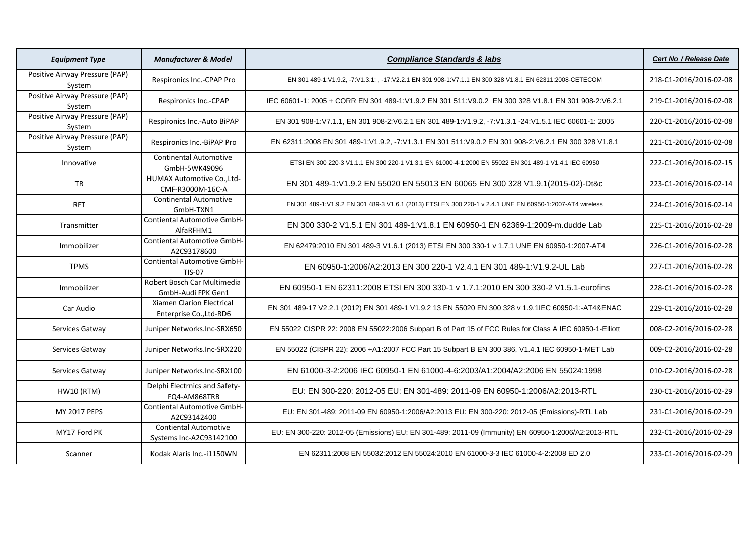| ***Equipment Type*** | ***Manufacturer & Model*** | ***Compliance Standards & labs*** | ***Cert No / Release Date*** |
|---|---|---|---|
| Positive Airway Pressure (PAP) System | Respironics Inc.-CPAP Pro | EN 301 489-1:V1.9.2, -7:V1.3.1; , -17:V2.2.1 EN 301 908-1:V7.1.1 EN 300 328 V1.8.1 EN 62311:2008-CETECOM | 218-C1-2016/2016-02-08 |
| Positive Airway Pressure (PAP) System | Respironics Inc.-CPAP | IEC 60601-1: 2005 + CORR EN 301 489-1:V1.9.2 EN 301 511:V9.0.2 EN 300 328 V1.8.1 EN 301 908-2:V6.2.1 | 219-C1-2016/2016-02-08 |
| Positive Airway Pressure (PAP) System | Respironics Inc.-Auto BiPAP | EN 301 908-1:V7.1.1, EN 301 908-2:V6.2.1 EN 301 489-1:V1.9.2, -7:V1.3.1 -24:V1.5.1 IEC 60601-1: 2005 | 220-C1-2016/2016-02-08 |
| Positive Airway Pressure (PAP) System | Respironics Inc.-BiPAP Pro | EN 62311:2008 EN 301 489-1:V1.9.2, -7:V1.3.1 EN 301 511:V9.0.2 EN 301 908-2:V6.2.1 EN 300 328 V1.8.1 | 221-C1-2016/2016-02-08 |
| Innovative | Continental Automotive GmbH-5WK49096 | ETSI EN 300 220-3 V1.1.1 EN 300 220-1 V1.3.1 EN 61000-4-1:2000 EN 55022 EN 301 489-1 V1.4.1 IEC 60950 | 222-C1-2016/2016-02-15 |
| TR | HUMAX Automotive Co.,Ltd-CMF-R3000M-16C-A | EN 301 489-1:V1.9.2 EN 55020 EN 55013 EN 60065 EN 300 328 V1.9.1(2015-02)-Dt&c | 223-C1-2016/2016-02-14 |
| RFT | Continental Automotive GmbH-TXN1 | EN 301 489-1:V1.9.2 EN 301 489-3 V1.6.1 (2013) ETSI EN 300 220-1 v 2.4.1 UNE EN 60950-1:2007-AT4 wireless | 224-C1-2016/2016-02-14 |
| Transmitter | Contiental Automotive GmbH-AlfaRFHM1 | EN 300 330-2 V1.5.1 EN 301 489-1:V1.8.1 EN 60950-1 EN 62369-1:2009-m.dudde Lab | 225-C1-2016/2016-02-28 |
| Immobilizer | Contiental Automotive GmbH-A2C93178600 | EN 62479:2010 EN 301 489-3 V1.6.1 (2013) ETSI EN 300 330-1 v 1.7.1 UNE EN 60950-1:2007-AT4 | 226-C1-2016/2016-02-28 |
| TPMS | Contiental Automotive GmbH-TIS-07 | EN 60950-1:2006/A2:2013 EN 300 220-1 V2.4.1 EN 301 489-1:V1.9.2-UL Lab | 227-C1-2016/2016-02-28 |
| Immobilizer | Robert Bosch Car Multimedia GmbH-Audi FPK Gen1 | EN 60950-1 EN 62311:2008 ETSI EN 300 330-1 v 1.7.1:2010 EN 300 330-2 V1.5.1-eurofins | 228-C1-2016/2016-02-28 |
| Car Audio | Xiamen Clarion Electrical Enterprise Co.,Ltd-RD6 | EN 301 489-17 V2.2.1 (2012) EN 301 489-1 V1.9.2 13 EN 55020 EN 300 328 v 1.9.1IEC 60950-1:-AT4&ENAC | 229-C1-2016/2016-02-28 |
| Services Gatway | Juniper Networks.Inc-SRX650 | EN 55022 CISPR 22: 2008 EN 55022:2006 Subpart B of Part 15 of FCC Rules for Class A IEC 60950-1-Elliott | 008-C2-2016/2016-02-28 |
| Services Gatway | Juniper Networks.Inc-SRX220 | EN 55022 (CISPR 22): 2006 +A1:2007 FCC Part 15 Subpart B EN 300 386, V1.4.1 IEC 60950-1-MET Lab | 009-C2-2016/2016-02-28 |
| Services Gatway | Juniper Networks.Inc-SRX100 | EN 61000-3-2:2006 IEC 60950-1 EN 61000-4-6:2003/A1:2004/A2:2006 EN 55024:1998 | 010-C2-2016/2016-02-28 |
| HW10 (RTM) | Delphi Electrnics and Safety-FQ4-AM868TRB | EU: EN 300-220: 2012-05 EU: EN 301-489: 2011-09 EN 60950-1:2006/A2:2013-RTL | 230-C1-2016/2016-02-29 |
| MY 2017 PEPS | Contiental Automotive GmbH-A2C93142400 | EU: EN 301-489: 2011-09 EN 60950-1:2006/A2:2013 EU: EN 300-220: 2012-05 (Emissions)-RTL Lab | 231-C1-2016/2016-02-29 |
| MY17 Ford PK | Contiental Automotive Systems Inc-A2C93142100 | EU: EN 300-220: 2012-05 (Emissions) EU: EN 301-489: 2011-09 (Immunity) EN 60950-1:2006/A2:2013-RTL | 232-C1-2016/2016-02-29 |
| Scanner | Kodak Alaris Inc.-i1150WN | EN 62311:2008 EN 55032:2012 EN 55024:2010 EN 61000-3-3 IEC 61000-4-2:2008 ED 2.0 | 233-C1-2016/2016-02-29 |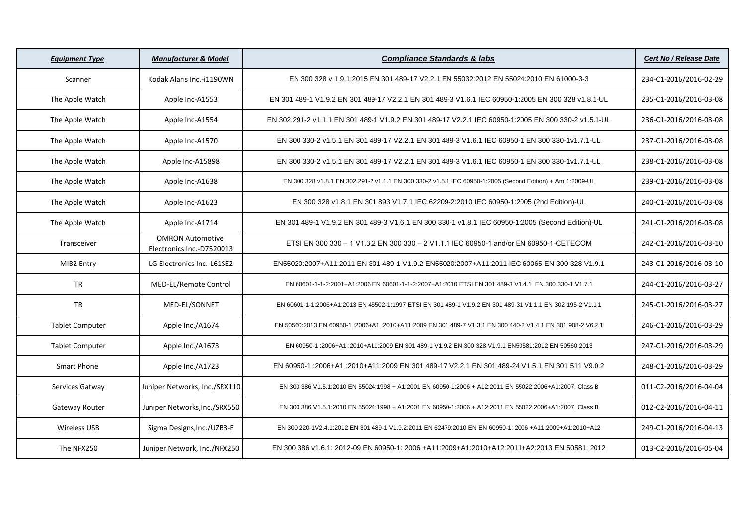| *Equipment Type* | *Manufacturer & Model* | *Compliance Standards & labs* | *Cert No / Release Date* |
|---|---|---|---|
| Scanner | Kodak Alaris Inc.-i1190WN | EN 300 328 v 1.9.1:2015 EN 301 489-17 V2.2.1 EN 55032:2012 EN 55024:2010 EN 61000-3-3 | 234-C1-2016/2016-02-29 |
| The Apple Watch | Apple Inc-A1553 | EN 301 489-1 V1.9.2 EN 301 489-17 V2.2.1 EN 301 489-3 V1.6.1 IEC 60950-1:2005 EN 300 328 v1.8.1-UL | 235-C1-2016/2016-03-08 |
| The Apple Watch | Apple Inc-A1554 | EN 302.291-2 v1.1.1 EN 301 489-1 V1.9.2 EN 301 489-17 V2.2.1 IEC 60950-1:2005 EN 300 330-2 v1.5.1-UL | 236-C1-2016/2016-03-08 |
| The Apple Watch | Apple Inc-A1570 | EN 300 330-2 v1.5.1 EN 301 489-17 V2.2.1 EN 301 489-3 V1.6.1 IEC 60950-1 EN 300 330-1v1.7.1-UL | 237-C1-2016/2016-03-08 |
| The Apple Watch | Apple Inc-A15898 | EN 300 330-2 v1.5.1 EN 301 489-17 V2.2.1 EN 301 489-3 V1.6.1 IEC 60950-1 EN 300 330-1v1.7.1-UL | 238-C1-2016/2016-03-08 |
| The Apple Watch | Apple Inc-A1638 | EN 300 328 v1.8.1 EN 302.291-2 v1.1.1 EN 300 330-2 v1.5.1 IEC 60950-1:2005 (Second Edition) + Am 1:2009-UL | 239-C1-2016/2016-03-08 |
| The Apple Watch | Apple Inc-A1623 | EN 300 328 v1.8.1 EN 301 893 V1.7.1 IEC 62209-2:2010 IEC 60950-1:2005 (2nd Edition)-UL | 240-C1-2016/2016-03-08 |
| The Apple Watch | Apple Inc-A1714 | EN 301 489-1 V1.9.2 EN 301 489-3 V1.6.1 EN 300 330-1 v1.8.1 IEC 60950-1:2005 (Second Edition)-UL | 241-C1-2016/2016-03-08 |
| Transceiver | OMRON Automotive Electronics Inc.-D7520013 | ETSI EN 300 330 – 1 V1.3.2 EN 300 330 – 2 V1.1.1 IEC 60950-1 and/or EN 60950-1-CETECOM | 242-C1-2016/2016-03-10 |
| MIB2 Entry | LG Electronics Inc.-L61SE2 | EN55020:2007+A11:2011 EN 301 489-1 V1.9.2 EN55020:2007+A11:2011 IEC 60065 EN 300 328 V1.9.1 | 243-C1-2016/2016-03-10 |
| TR | MED-EL/Remote Control | EN 60601-1-1-2:2001+A1:2006 EN 60601-1-1-2:2007+A1:2010 ETSI EN 301 489-3 V1.4.1 EN 300 330-1 V1.7.1 | 244-C1-2016/2016-03-27 |
| TR | MED-EL/SONNET | EN 60601-1-1:2006+A1:2013 EN 45502-1:1997 ETSI EN 301 489-1 V1.9.2 EN 301 489-31 V1.1.1 EN 302 195-2 V1.1.1 | 245-C1-2016/2016-03-27 |
| Tablet Computer | Apple Inc./A1674 | EN 50560:2013 EN 60950-1 :2006+A1 :2010+A11:2009 EN 301 489-7 V1.3.1 EN 300 440-2 V1.4.1 EN 301 908-2 V6.2.1 | 246-C1-2016/2016-03-29 |
| Tablet Computer | Apple Inc./A1673 | EN 60950-1 :2006+A1 :2010+A11:2009 EN 301 489-1 V1.9.2 EN 300 328 V1.9.1 EN50581:2012 EN 50560:2013 | 247-C1-2016/2016-03-29 |
| Smart Phone | Apple Inc./A1723 | EN 60950-1 :2006+A1 :2010+A11:2009 EN 301 489-17 V2.2.1 EN 301 489-24 V1.5.1 EN 301 511 V9.0.2 | 248-C1-2016/2016-03-29 |
| Services Gatway | Juniper Networks, Inc./SRX110 | EN 300 386 V1.5.1:2010 EN 55024:1998 + A1:2001 EN 60950-1:2006 + A12:2011 EN 55022:2006+A1:2007, Class B | 011-C2-2016/2016-04-04 |
| Gateway Router | Juniper Networks,Inc./SRX550 | EN 300 386 V1.5.1:2010 EN 55024:1998 + A1:2001 EN 60950-1:2006 + A12:2011 EN 55022:2006+A1:2007, Class B | 012-C2-2016/2016-04-11 |
| Wireless USB | Sigma Designs,Inc./UZB3-E | EN 300 220-1V2.4.1:2012 EN 301 489-1 V1.9.2:2011 EN 62479:2010 EN EN 60950-1: 2006 +A11:2009+A1:2010+A12 | 249-C1-2016/2016-04-13 |
| The NFX250 | Juniper Network, Inc./NFX250 | EN 300 386 v1.6.1: 2012-09 EN 60950-1: 2006 +A11:2009+A1:2010+A12:2011+A2:2013 EN 50581: 2012 | 013-C2-2016/2016-05-04 |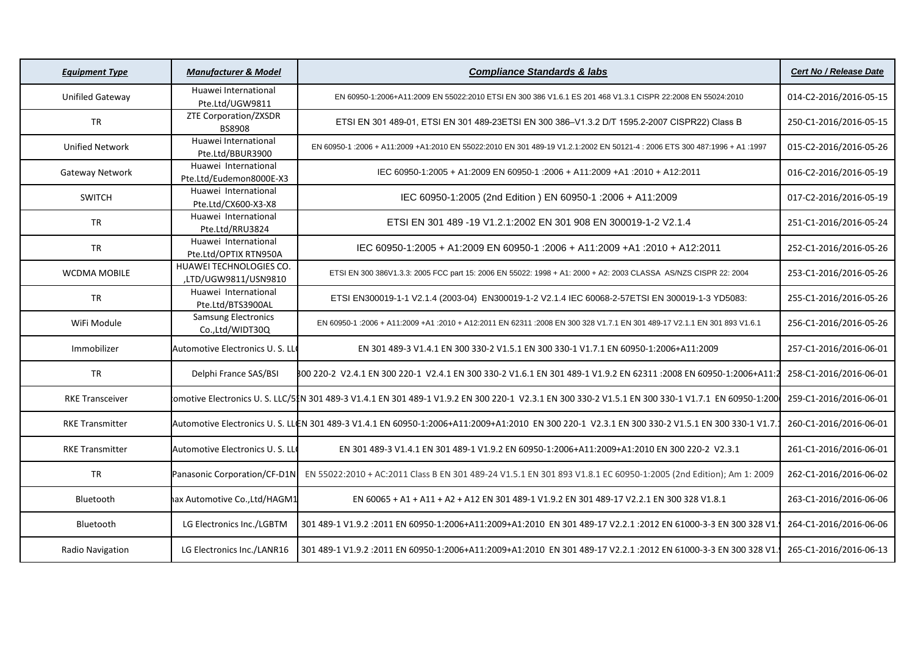| ***Equipment Type*** | ***Manufacturer & Model*** | ***Compliance Standards & labs*** | ***Cert No / Release Date*** |
|---|---|---|---|
| Unifiled Gateway | Huawei International Pte.Ltd/UGW9811 | EN 60950-1:2006+A11:2009 EN 55022:2010 ETSI EN 300 386 V1.6.1 ES 201 468 V1.3.1 CISPR 22:2008 EN 55024:2010 | 014-C2-2016/2016-05-15 |
| TR | ZTE Corporation/ZXSDR BS8908 | ETSI EN 301 489-01, ETSI EN 301 489-23ETSI EN 300 386–V1.3.2 D/T 1595.2-2007 CISPR22) Class B | 250-C1-2016/2016-05-15 |
| Unified Network | Huawei International Pte.Ltd/BBUR3900 | EN 60950-1 :2006 + A11:2009 +A1:2010 EN 55022:2010 EN 301 489-19 V1.2.1:2002 EN 50121-4 : 2006 ETS 300 487:1996 + A1 :1997 | 015-C2-2016/2016-05-26 |
| Gateway Network | Huawei International Pte.Ltd/Eudemon8000E-X3 | IEC 60950-1:2005 + A1:2009 EN 60950-1 :2006 + A11:2009 +A1 :2010 + A12:2011 | 016-C2-2016/2016-05-19 |
| SWITCH | Huawei International Pte.Ltd/CX600-X3-X8 | IEC 60950-1:2005 (2nd Edition ) EN 60950-1 :2006 + A11:2009 | 017-C2-2016/2016-05-19 |
| TR | Huawei International Pte.Ltd/RRU3824 | ETSI EN 301 489 -19 V1.2.1:2002 EN 301 908 EN 300019-1-2 V2.1.4 | 251-C1-2016/2016-05-24 |
| TR | Huawei International Pte.Ltd/OPTIX RTN950A | IEC 60950-1:2005 + A1:2009 EN 60950-1 :2006 + A11:2009 +A1 :2010 + A12:2011 | 252-C1-2016/2016-05-26 |
| WCDMA MOBILE | HUAWEI TECHNOLOGIES CO. ,LTD/UGW9811/USN9810 | ETSI EN 300 386V1.3.3: 2005 FCC part 15: 2006 EN 55022: 1998 + A1: 2000 + A2: 2003 CLASSA AS/NZS CISPR 22: 2004 | 253-C1-2016/2016-05-26 |
| TR | Huawei International Pte.Ltd/BTS3900AL | ETSI EN300019-1-1 V2.1.4 (2003-04) EN300019-1-2 V2.1.4 IEC 60068-2-57ETSI EN 300019-1-3 YD5083: | 255-C1-2016/2016-05-26 |
| WiFi Module | Samsung Electronics Co.,Ltd/WIDT30Q | EN 60950-1 :2006 + A11:2009 +A1 :2010 + A12:2011 EN 62311 :2008 EN 300 328 V1.7.1 EN 301 489-17 V2.1.1 EN 301 893 V1.6.1 | 256-C1-2016/2016-05-26 |
| Immobilizer | Automotive Electronics U. S. LL | EN 301 489-3 V1.4.1 EN 300 330-2 V1.5.1 EN 300 330-1 V1.7.1 EN 60950-1:2006+A11:2009 | 257-C1-2016/2016-06-01 |
| TR | Delphi France SAS/BSI | 300 220-2 V2.4.1 EN 300 220-1 V2.4.1 EN 300 330-2 V1.6.1 EN 301 489-1 V1.9.2 EN 62311 :2008 EN 60950-1:2006+A11:2 | 258-C1-2016/2016-06-01 |
| RKE Transceiver | omotive Electronics U. S. LLC/5 | EN 301 489-3 V1.4.1 EN 301 489-1 V1.9.2 EN 300 220-1 V2.3.1 EN 300 330-2 V1.5.1 EN 300 330-1 V1.7.1 EN 60950-1:200 | 259-C1-2016/2016-06-01 |
| RKE Transmitter | Automotive Electronics U. S. LL | EN 301 489-3 V1.4.1 EN 60950-1:2006+A11:2009+A1:2010 EN 300 220-1 V2.3.1 EN 300 330-2 V1.5.1 EN 300 330-1 V1.7.1 | 260-C1-2016/2016-06-01 |
| RKE Transmitter | Automotive Electronics U. S. LL | EN 301 489-3 V1.4.1 EN 301 489-1 V1.9.2 EN 60950-1:2006+A11:2009+A1:2010 EN 300 220-2 V2.3.1 | 261-C1-2016/2016-06-01 |
| TR | Panasonic Corporation/CF-D1N | EN 55022:2010 + AC:2011 Class B EN 301 489-24 V1.5.1 EN 301 893 V1.8.1 EC 60950-1:2005 (2nd Edition); Am 1: 2009 | 262-C1-2016/2016-06-02 |
| Bluetooth | ax Automotive Co.,Ltd/HAGM1 | EN 60065 + A1 + A11 + A2 + A12 EN 301 489-1 V1.9.2 EN 301 489-17 V2.2.1 EN 300 328 V1.8.1 | 263-C1-2016/2016-06-06 |
| Bluetooth | LG Electronics Inc./LGBTM | 301 489-1 V1.9.2 :2011 EN 60950-1:2006+A11:2009+A1:2010 EN 301 489-17 V2.2.1 :2012 EN 61000-3-3 EN 300 328 V1. | 264-C1-2016/2016-06-06 |
| Radio Navigation | LG Electronics Inc./LANR16 | 301 489-1 V1.9.2 :2011 EN 60950-1:2006+A11:2009+A1:2010 EN 301 489-17 V2.2.1 :2012 EN 61000-3-3 EN 300 328 V1. | 265-C1-2016/2016-06-13 |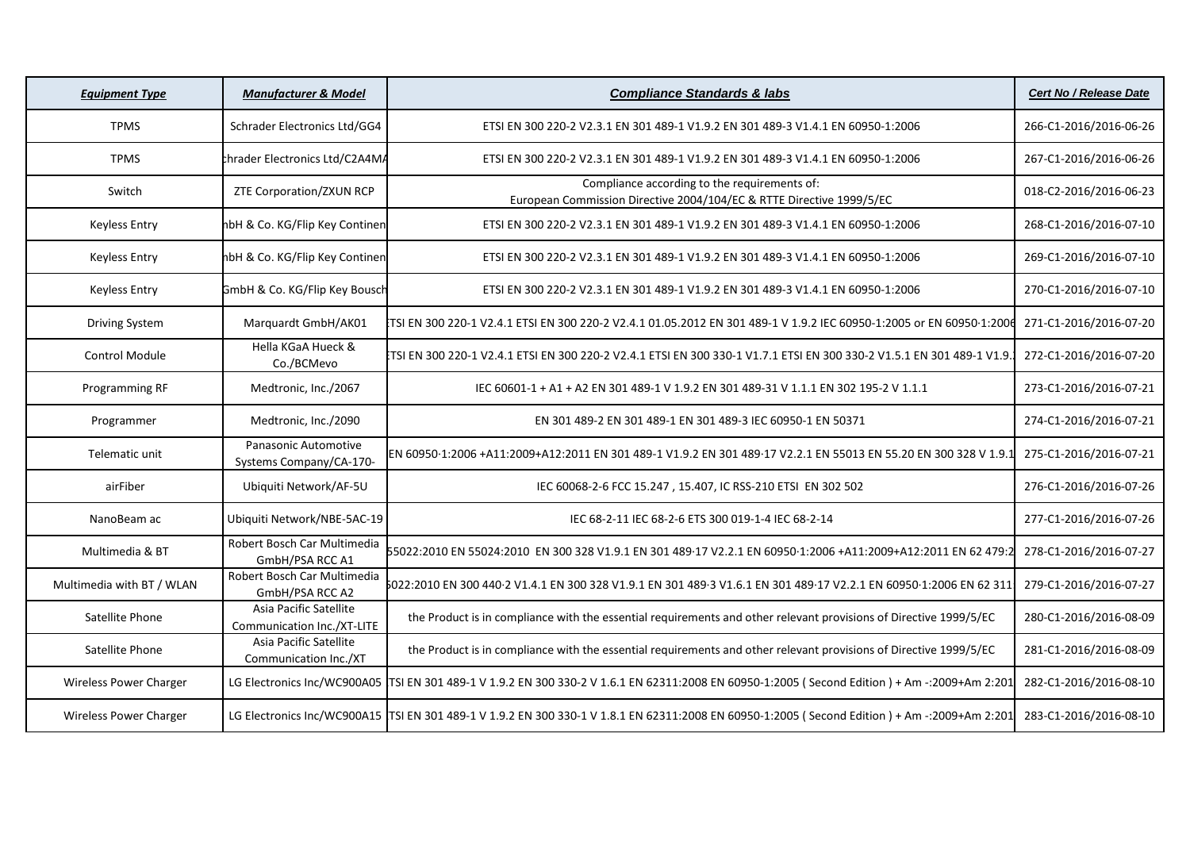| ***Equipment Type*** | ***Manufacturer & Model*** | ***Compliance Standards & labs*** | ***Cert No / Release Date*** |
|---|---|---|---|
| TPMS | Schrader Electronics Ltd/GG4 | ETSI EN 300 220-2 V2.3.1 EN 301 489-1 V1.9.2 EN 301 489-3 V1.4.1 EN 60950-1:2006 | 266-C1-2016/2016-06-26 |
| TPMS | chrader Electronics Ltd/C2A4MA | ETSI EN 300 220-2 V2.3.1 EN 301 489-1 V1.9.2 EN 301 489-3 V1.4.1 EN 60950-1:2006 | 267-C1-2016/2016-06-26 |
| Switch | ZTE Corporation/ZXUN RCP | Compliance according to the requirements of: European Commission Directive 2004/104/EC & RTTE Directive 1999/5/EC | 018-C2-2016/2016-06-23 |
| Keyless Entry | nbH & Co. KG/Flip Key Continen | ETSI EN 300 220-2 V2.3.1 EN 301 489-1 V1.9.2 EN 301 489-3 V1.4.1 EN 60950-1:2006 | 268-C1-2016/2016-07-10 |
| Keyless Entry | nbH & Co. KG/Flip Key Continen | ETSI EN 300 220-2 V2.3.1 EN 301 489-1 V1.9.2 EN 301 489-3 V1.4.1 EN 60950-1:2006 | 269-C1-2016/2016-07-10 |
| Keyless Entry | GmbH & Co. KG/Flip Key Bousch | ETSI EN 300 220-2 V2.3.1 EN 301 489-1 V1.9.2 EN 301 489-3 V1.4.1 EN 60950-1:2006 | 270-C1-2016/2016-07-10 |
| Driving System | Marquardt GmbH/AK01 | TSI EN 300 220-1 V2.4.1 ETSI EN 300 220-2 V2.4.1 01.05.2012 EN 301 489-1 V 1.9.2 IEC 60950-1:2005 or EN 60950-1:2006 | 271-C1-2016/2016-07-20 |
| Control Module | Hella KGaA Hueck & Co./BCMevo | TSI EN 300 220-1 V2.4.1 ETSI EN 300 220-2 V2.4.1 ETSI EN 300 330-1 V1.7.1 ETSI EN 300 330-2 V1.5.1 EN 301 489-1 V1.9. | 272-C1-2016/2016-07-20 |
| Programming RF | Medtronic, Inc./2067 | IEC 60601-1 + A1 + A2 EN 301 489-1 V 1.9.2 EN 301 489-31 V 1.1.1 EN 302 195-2 V 1.1.1 | 273-C1-2016/2016-07-21 |
| Programmer | Medtronic, Inc./2090 | EN 301 489-2 EN 301 489-1 EN 301 489-3 IEC 60950-1 EN 50371 | 274-C1-2016/2016-07-21 |
| Telematic unit | Panasonic Automotive Systems Company/CA-170- | EN 60950·1:2006 +A11:2009+A12:2011 EN 301 489-1 V1.9.2 EN 301 489·17 V2.2.1 EN 55013 EN 55.20 EN 300 328 V 1.9.1 | 275-C1-2016/2016-07-21 |
| airFiber | Ubiquiti Network/AF-5U | IEC 60068-2-6 FCC 15.247 , 15.407, IC RSS-210 ETSI EN 302 502 | 276-C1-2016/2016-07-26 |
| NanoBeam ac | Ubiquiti Network/NBE-5AC-19 | IEC 68-2-11 IEC 68-2-6 ETS 300 019-1-4 IEC 68-2-14 | 277-C1-2016/2016-07-26 |
| Multimedia & BT | Robert Bosch Car Multimedia GmbH/PSA RCC A1 | 55022:2010 EN 55024:2010 EN 300 328 V1.9.1 EN 301 489·17 V2.2.1 EN 60950·1:2006 +A11:2009+A12:2011 EN 62 479:2 | 278-C1-2016/2016-07-27 |
| Multimedia with BT / WLAN | Robert Bosch Car Multimedia GmbH/PSA RCC A2 | 5022:2010 EN 300 440·2 V1.4.1 EN 300 328 V1.9.1 EN 301 489·3 V1.6.1 EN 301 489·17 V2.2.1 EN 60950·1:2006 EN 62 311 | 279-C1-2016/2016-07-27 |
| Satellite Phone | Asia Pacific Satellite Communication Inc./XT-LITE | the Product is in compliance with the essential requirements and other relevant provisions of Directive 1999/5/EC | 280-C1-2016/2016-08-09 |
| Satellite Phone | Asia Pacific Satellite Communication Inc./XT | the Product is in compliance with the essential requirements and other relevant provisions of Directive 1999/5/EC | 281-C1-2016/2016-08-09 |
| Wireless Power Charger | LG Electronics Inc/WC900A05 | TSI EN 301 489-1 V 1.9.2 EN 300 330-2 V 1.6.1 EN 62311:2008 EN 60950-1:2005 ( Second Edition ) + Am -:2009+Am 2:201 | 282-C1-2016/2016-08-10 |
| Wireless Power Charger | LG Electronics Inc/WC900A15 | TSI EN 301 489-1 V 1.9.2 EN 300 330-1 V 1.8.1 EN 62311:2008 EN 60950-1:2005 ( Second Edition ) + Am -:2009+Am 2:201 | 283-C1-2016/2016-08-10 |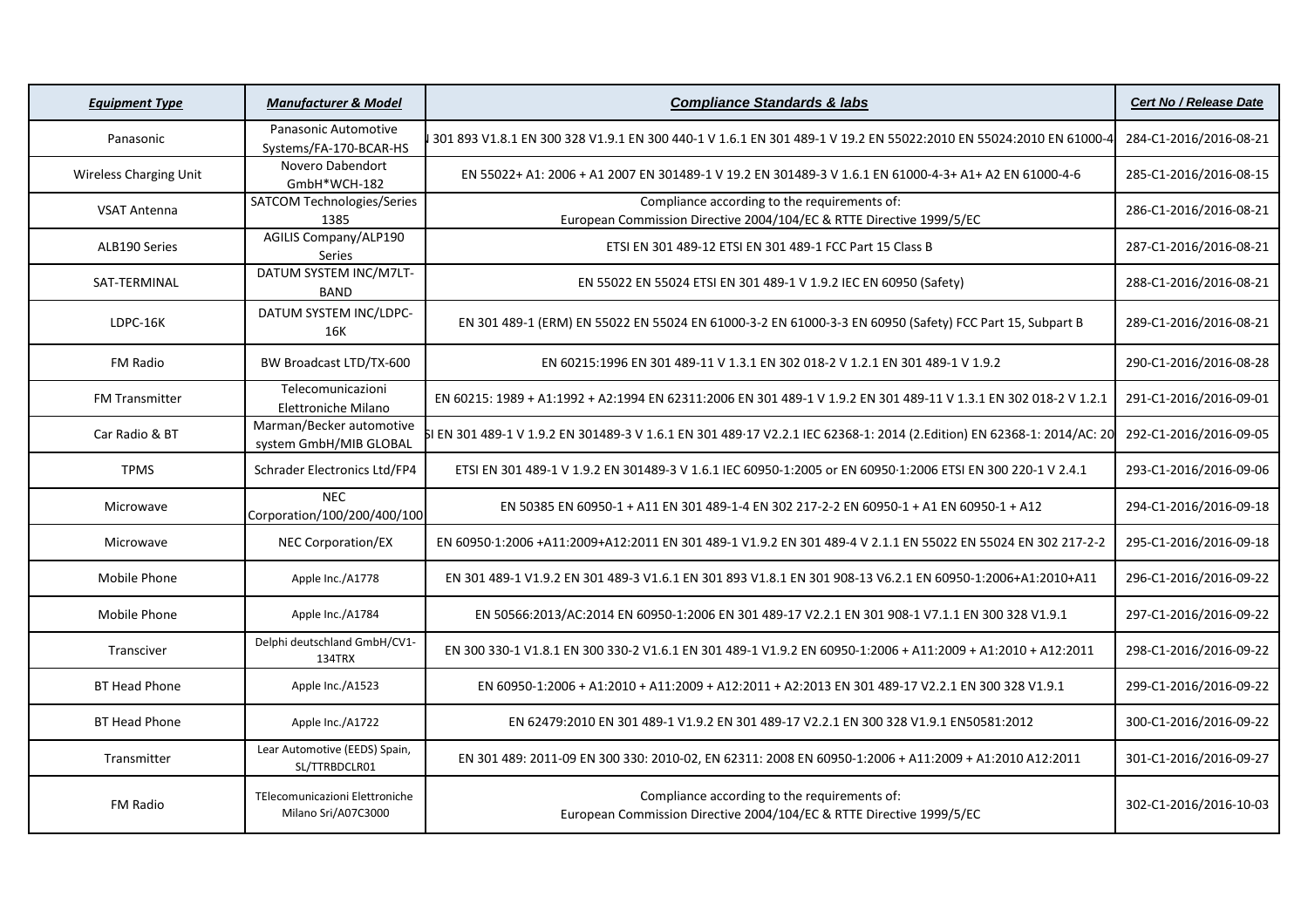| Equipment Type | Manufacturer & Model | Compliance Standards & labs | Cert No / Release Date |
| --- | --- | --- | --- |
| Panasonic | Panasonic Automotive Systems/FA-170-BCAR-HS | 301 893 V1.8.1 EN 300 328 V1.9.1 EN 300 440-1 V 1.6.1 EN 301 489-1 V 19.2 EN 55022:2010 EN 55024:2010 EN 61000-4 | 284-C1-2016/2016-08-21 |
| Wireless Charging Unit | Novero Dabendort GmbH*WCH-182 | EN 55022+ A1: 2006 + A1 2007 EN 301489-1 V 19.2 EN 301489-3 V 1.6.1 EN 61000-4-3+ A1+ A2 EN 61000-4-6 | 285-C1-2016/2016-08-15 |
| VSAT Antenna | SATCOM Technologies/Series 1385 | Compliance according to the requirements of: European Commission Directive 2004/104/EC & RTTE Directive 1999/5/EC | 286-C1-2016/2016-08-21 |
| ALB190 Series | AGILIS Company/ALP190 Series | ETSI EN 301 489-12 ETSI EN 301 489-1 FCC Part 15 Class B | 287-C1-2016/2016-08-21 |
| SAT-TERMINAL | DATUM SYSTEM INC/M7LT-BAND | EN 55022 EN 55024 ETSI EN 301 489-1 V 1.9.2 IEC EN 60950 (Safety) | 288-C1-2016/2016-08-21 |
| LDPC-16K | DATUM SYSTEM INC/LDPC-16K | EN 301 489-1 (ERM) EN 55022 EN 55024 EN 61000-3-2 EN 61000-3-3 EN 60950 (Safety) FCC Part 15, Subpart B | 289-C1-2016/2016-08-21 |
| FM Radio | BW Broadcast LTD/TX-600 | EN 60215:1996 EN 301 489-11 V 1.3.1 EN 302 018-2 V 1.2.1 EN 301 489-1 V 1.9.2 | 290-C1-2016/2016-08-28 |
| FM Transmitter | Telecomunicazioni Elettroniche Milano | EN 60215: 1989 + A1:1992 + A2:1994 EN 62311:2006 EN 301 489-1 V 1.9.2 EN 301 489-11 V 1.3.1 EN 302 018-2 V 1.2.1 | 291-C1-2016/2016-09-01 |
| Car Radio & BT | Marman/Becker automotive system GmbH/MIB GLOBAL | SI EN 301 489-1 V 1.9.2 EN 301489-3 V 1.6.1 EN 301 489-17 V2.2.1 IEC 62368-1: 2014 (2.Edition) EN 62368-1: 2014/AC: 20 | 292-C1-2016/2016-09-05 |
| TPMS | Schrader Electronics Ltd/FP4 | ETSI EN 301 489-1 V 1.9.2 EN 301489-3 V 1.6.1 IEC 60950-1:2005 or EN 60950-1:2006 ETSI EN 300 220-1 V 2.4.1 | 293-C1-2016/2016-09-06 |
| Microwave | NEC Corporation/100/200/400/100 | EN 50385 EN 60950-1 + A11 EN 301 489-1-4 EN 302 217-2-2 EN 60950-1 + A1 EN 60950-1 + A12 | 294-C1-2016/2016-09-18 |
| Microwave | NEC Corporation/EX | EN 60950-1:2006 +A11:2009+A12:2011 EN 301 489-1 V1.9.2 EN 301 489-4 V 2.1.1 EN 55022 EN 55024 EN 302 217-2-2 | 295-C1-2016/2016-09-18 |
| Mobile Phone | Apple Inc./A1778 | EN 301 489-1 V1.9.2 EN 301 489-3 V1.6.1 EN 301 893 V1.8.1 EN 301 908-13 V6.2.1 EN 60950-1:2006+A1:2010+A11 | 296-C1-2016/2016-09-22 |
| Mobile Phone | Apple Inc./A1784 | EN 50566:2013/AC:2014 EN 60950-1:2006 EN 301 489-17 V2.2.1 EN 301 908-1 V7.1.1 EN 300 328 V1.9.1 | 297-C1-2016/2016-09-22 |
| Transciver | Delphi deutschland GmbH/CV1-134TRX | EN 300 330-1 V1.8.1 EN 300 330-2 V1.6.1 EN 301 489-1 V1.9.2 EN 60950-1:2006 + A11:2009 + A1:2010 + A12:2011 | 298-C1-2016/2016-09-22 |
| BT Head Phone | Apple Inc./A1523 | EN 60950-1:2006 + A1:2010 + A11:2009 + A12:2011 + A2:2013 EN 301 489-17 V2.2.1 EN 300 328 V1.9.1 | 299-C1-2016/2016-09-22 |
| BT Head Phone | Apple Inc./A1722 | EN 62479:2010 EN 301 489-1 V1.9.2 EN 301 489-17 V2.2.1 EN 300 328 V1.9.1 EN50581:2012 | 300-C1-2016/2016-09-22 |
| Transmitter | Lear Automotive (EEDS) Spain, SL/TTRBDCLR01 | EN 301 489: 2011-09 EN 300 330: 2010-02, EN 62311: 2008 EN 60950-1:2006 + A11:2009 + A1:2010 A12:2011 | 301-C1-2016/2016-09-27 |
| FM Radio | TElecomunicazioni Elettroniche Milano Sri/A07C3000 | Compliance according to the requirements of: European Commission Directive 2004/104/EC & RTTE Directive 1999/5/EC | 302-C1-2016/2016-10-03 |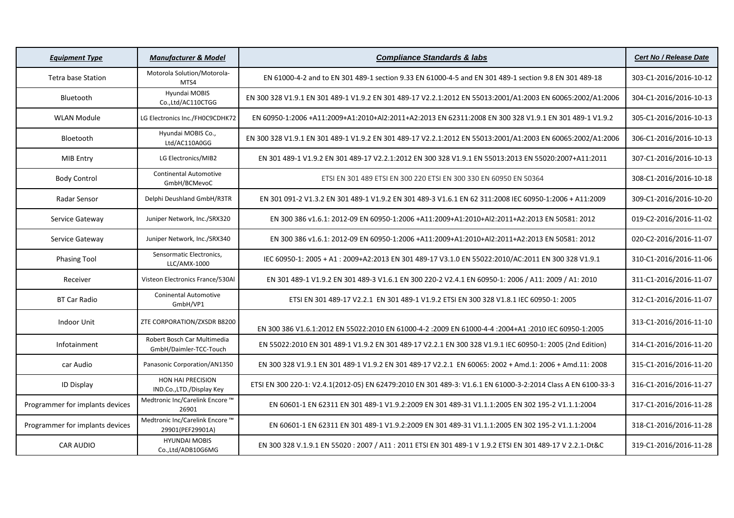| ***Equipment Type*** | ***Manufacturer & Model*** | ***Compliance Standards & labs*** | ***Cert No / Release Date*** |
|---|---|---|---|
| Tetra base Station | Motorola Solution/Motorola-MTS4 | EN 61000-4-2 and to EN 301 489-1 section 9.33 EN 61000-4-5 and EN 301 489-1 section 9.8 EN 301 489-18 | 303-C1-2016/2016-10-12 |
| Bluetooth | Hyundai MOBIS Co.,Ltd/AC110CTGG | EN 300 328 V1.9.1 EN 301 489-1 V1.9.2 EN 301 489-17 V2.2.1:2012 EN 55013:2001/A1:2003 EN 60065:2002/A1:2006 | 304-C1-2016/2016-10-13 |
| WLAN Module | LG Electronics Inc./FH0C9CDHK72 | EN 60950-1:2006 +A11:2009+A1:2010+Al2:2011+A2:2013 EN 62311:2008 EN 300 328 V1.9.1 EN 301 489-1 V1.9.2 | 305-C1-2016/2016-10-13 |
| Bloetooth | Hyundai MOBIS Co., Ltd/AC110A0GG | EN 300 328 V1.9.1 EN 301 489-1 V1.9.2 EN 301 489-17 V2.2.1:2012 EN 55013:2001/A1:2003 EN 60065:2002/A1:2006 | 306-C1-2016/2016-10-13 |
| MIB Entry | LG Electronics/MIB2 | EN 301 489-1 V1.9.2 EN 301 489-17 V2.2.1:2012 EN 300 328 V1.9.1 EN 55013:2013 EN 55020:2007+A11:2011 | 307-C1-2016/2016-10-13 |
| Body Control | Continental Automotive GmbH/BCMevoC | ETSI EN 301 489 ETSI EN 300 220 ETSI EN 300 330 EN 60950 EN 50364 | 308-C1-2016/2016-10-18 |
| Radar Sensor | Delphi Deushland GmbH/R3TR | EN 301 091-2 V1.3.2 EN 301 489-1 V1.9.2 EN 301 489-3 V1.6.1 EN 62 311:2008 IEC 60950-1:2006 + A11:2009 | 309-C1-2016/2016-10-20 |
| Service Gateway | Juniper Network, Inc./SRX320 | EN 300 386 v1.6.1: 2012-09 EN 60950-1:2006 +A11:2009+A1:2010+Al2:2011+A2:2013 EN 50581: 2012 | 019-C2-2016/2016-11-02 |
| Service Gateway | Juniper Network, Inc./SRX340 | EN 300 386 v1.6.1: 2012-09 EN 60950-1:2006 +A11:2009+A1:2010+Al2:2011+A2:2013 EN 50581: 2012 | 020-C2-2016/2016-11-07 |
| Phasing Tool | Sensormatic Electronics, LLC/AMX-1000 | IEC 60950-1: 2005 + A1 : 2009+A2:2013 EN 301 489-17 V3.1.0 EN 55022:2010/AC:2011 EN 300 328 V1.9.1 | 310-C1-2016/2016-11-06 |
| Receiver | Visteon Electronics France/530Al | EN 301 489-1 V1.9.2 EN 301 489-3 V1.6.1 EN 300 220-2 V2.4.1 EN 60950-1: 2006 / A11: 2009 / A1: 2010 | 311-C1-2016/2016-11-07 |
| BT Car Radio | Coninental Automotive GmbH/VP1 | ETSI EN 301 489-17 V2.2.1 EN 301 489-1 V1.9.2 ETSI EN 300 328 V1.8.1 IEC 60950-1: 2005 | 312-C1-2016/2016-11-07 |
| Indoor Unit | ZTE CORPORATION/ZXSDR B8200 | EN 300 386 V1.6.1:2012 EN 55022:2010 EN 61000-4-2 :2009 EN 61000-4-4 :2004+A1 :2010 IEC 60950-1:2005 | 313-C1-2016/2016-11-10 |
| Infotainment | Robert Bosch Car Multimedia GmbH/Daimler-TCC-Touch | EN 55022:2010 EN 301 489·1 V1.9.2 EN 301 489·17 V2.2.1 EN 300 328 V1.9.1 IEC 60950-1: 2005 (2nd Edition) | 314-C1-2016/2016-11-20 |
| car Audio | Panasonic Corporation/AN1350 | EN 300 328 V1.9.1 EN 301 489·1 V1.9.2 EN 301 489·17 V2.2.1 EN 60065: 2002 + Amd.1: 2006 + Amd.11: 2008 | 315-C1-2016/2016-11-20 |
| ID Display | HON HAI PRECISION IND.Co.,LTD./Display Key | ETSI EN 300 220-1: V2.4.1(2012-05) EN 62479:2010 EN 301 489-3: V1.6.1 EN 61000-3-2:2014 Class A EN 6100-33-3 | 316-C1-2016/2016-11-27 |
| Programmer for implants devices | Medtronic Inc/Carelink Encore ™ 26901 | EN 60601-1 EN 62311 EN 301 489-1 V1.9.2:2009 EN 301 489-31 V1.1.1:2005 EN 302 195-2 V1.1.1:2004 | 317-C1-2016/2016-11-28 |
| Programmer for implants devices | Medtronic Inc/Carelink Encore ™ 29901(PEF29901A) | EN 60601-1 EN 62311 EN 301 489-1 V1.9.2:2009 EN 301 489-31 V1.1.1:2005 EN 302 195-2 V1.1.1:2004 | 318-C1-2016/2016-11-28 |
| CAR AUDIO | HYUNDAI MOBIS Co.,Ltd/ADB10G6MG | EN 300 328 V.1.9.1 EN 55020 : 2007 / A11 : 2011 ETSI EN 301 489-1 V 1.9.2 ETSI EN 301 489-17 V 2.2.1-Dt&C | 319-C1-2016/2016-11-28 |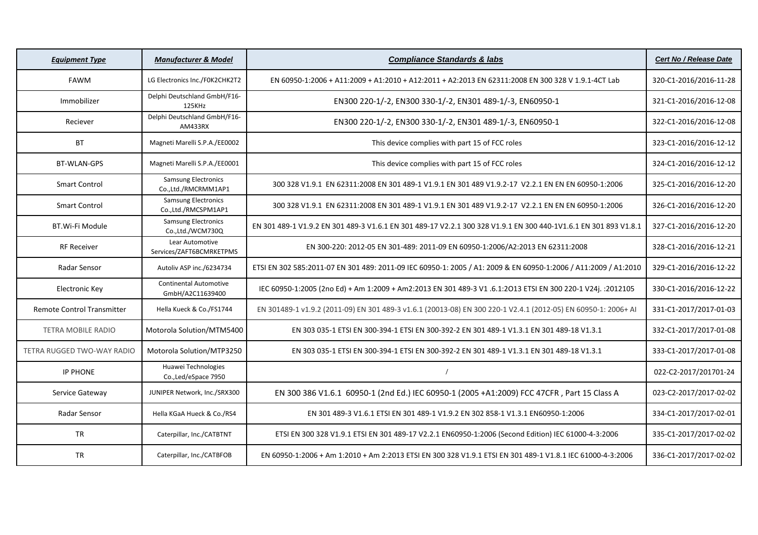| *Equipment Type* | *Manufacturer & Model* | *Compliance Standards & labs* | *Cert No / Release Date* |
|---|---|---|---|
| FAWM | LG Electronics Inc./F0K2CHK2T2 | EN 60950-1:2006 + A11:2009 + A1:2010 + A12:2011 + A2:2013 EN 62311:2008 EN 300 328 V 1.9.1-4CT Lab | 320-C1-2016/2016-11-28 |
| Immobilizer | Delphi Deutschland GmbH/F16-125KHz | EN300 220-1/-2, EN300 330-1/-2, EN301 489-1/-3, EN60950-1 | 321-C1-2016/2016-12-08 |
| Reciever | Delphi Deutschland GmbH/F16-AM433RX | EN300 220-1/-2, EN300 330-1/-2, EN301 489-1/-3, EN60950-1 | 322-C1-2016/2016-12-08 |
| BT | Magneti Marelli S.P.A./EE0002 | This device complies with part 15 of FCC roles | 323-C1-2016/2016-12-12 |
| BT-WLAN-GPS | Magneti Marelli S.P.A./EE0001 | This device complies with part 15 of FCC roles | 324-C1-2016/2016-12-12 |
| Smart Control | Samsung Electronics Co.,Ltd./RMCRMM1AP1 | 300 328 V1.9.1 EN 62311:2008 EN 301 489-1 V1.9.1 EN 301 489 V1.9.2-17 V2.2.1 EN EN EN 60950-1:2006 | 325-C1-2016/2016-12-20 |
| Smart Control | Samsung Electronics Co.,Ltd./RMCSPM1AP1 | 300 328 V1.9.1 EN 62311:2008 EN 301 489-1 V1.9.1 EN 301 489 V1.9.2-17 V2.2.1 EN EN EN 60950-1:2006 | 326-C1-2016/2016-12-20 |
| BT.Wi-Fi Module | Samsung Electronics Co.,Ltd./WCM730Q | EN 301 489-1 V1.9.2 EN 301 489-3 V1.6.1 EN 301 489-17 V2.2.1 300 328 V1.9.1 EN 300 440-1V1.6.1 EN 301 893 V1.8.1 | 327-C1-2016/2016-12-20 |
| RF Receiver | Lear Automotive Services/ZAFT6BCMRKETPMS | EN 300-220: 2012-05 EN 301-489: 2011-09 EN 60950-1:2006/A2:2013 EN 62311:2008 | 328-C1-2016/2016-12-21 |
| Radar Sensor | Autoliv ASP inc./6234734 | ETSI EN 302 585:2011-07 EN 301 489: 2011-09 IEC 60950-1: 2005 / A1: 2009 & EN 60950-1:2006 / A11:2009 / A1:2010 | 329-C1-2016/2016-12-22 |
| Electronic Key | Continental Automotive GmbH/A2C11639400 | IEC 60950-1:2005 (2no Ed) + Am 1:2009 + Am2:2013 EN 301 489-3 V1 .6.1:2O13 ETSI EN 300 220-1 V24j. :2012105 | 330-C1-2016/2016-12-22 |
| Remote Control Transmitter | Hella Kueck & Co./FS1744 | EN 301489-1 v1.9.2 (2011-09) EN 301 489-3 v1.6.1 (20013-08) EN 300 220-1 V2.4.1 (2012-05) EN 60950-1: 2006+ AI | 331-C1-2017/2017-01-03 |
| TETRA MOBILE RADIO | Motorola Solution/MTM5400 | EN 303 035-1 ETSI EN 300-394-1 ETSI EN 300-392-2 EN 301 489-1 V1.3.1 EN 301 489-18 V1.3.1 | 332-C1-2017/2017-01-08 |
| TETRA RUGGED TWO-WAY RADIO | Motorola Solution/MTP3250 | EN 303 035-1 ETSI EN 300-394-1 ETSI EN 300-392-2 EN 301 489-1 V1.3.1 EN 301 489-18 V1.3.1 | 333-C1-2017/2017-01-08 |
| IP PHONE | Huawei Technologies Co.,Led/eSpace 7950 | / | 022-C2-2017/201701-24 |
| Service Gateway | JUNIPER Network, Inc./SRX300 | EN 300 386 V1.6.1 60950-1 (2nd Ed.) IEC 60950-1 (2005 +A1:2009) FCC 47CFR , Part 15 Class A | 023-C2-2017/2017-02-02 |
| Radar Sensor | Hella KGaA Hueck & Co./RS4 | EN 301 489-3 V1.6.1 ETSI EN 301 489-1 V1.9.2 EN 302 858-1 V1.3.1 EN60950-1:2006 | 334-C1-2017/2017-02-01 |
| TR | Caterpillar, Inc./CATBTNT | ETSI EN 300 328 V1.9.1 ETSI EN 301 489-17 V2.2.1 EN60950-1:2006 (Second Edition) IEC 61000-4-3:2006 | 335-C1-2017/2017-02-02 |
| TR | Caterpillar, Inc./CATBFOB | EN 60950-1:2006 + Am 1:2010 + Am 2:2013 ETSI EN 300 328 V1.9.1 ETSI EN 301 489-1 V1.8.1 IEC 61000-4-3:2006 | 336-C1-2017/2017-02-02 |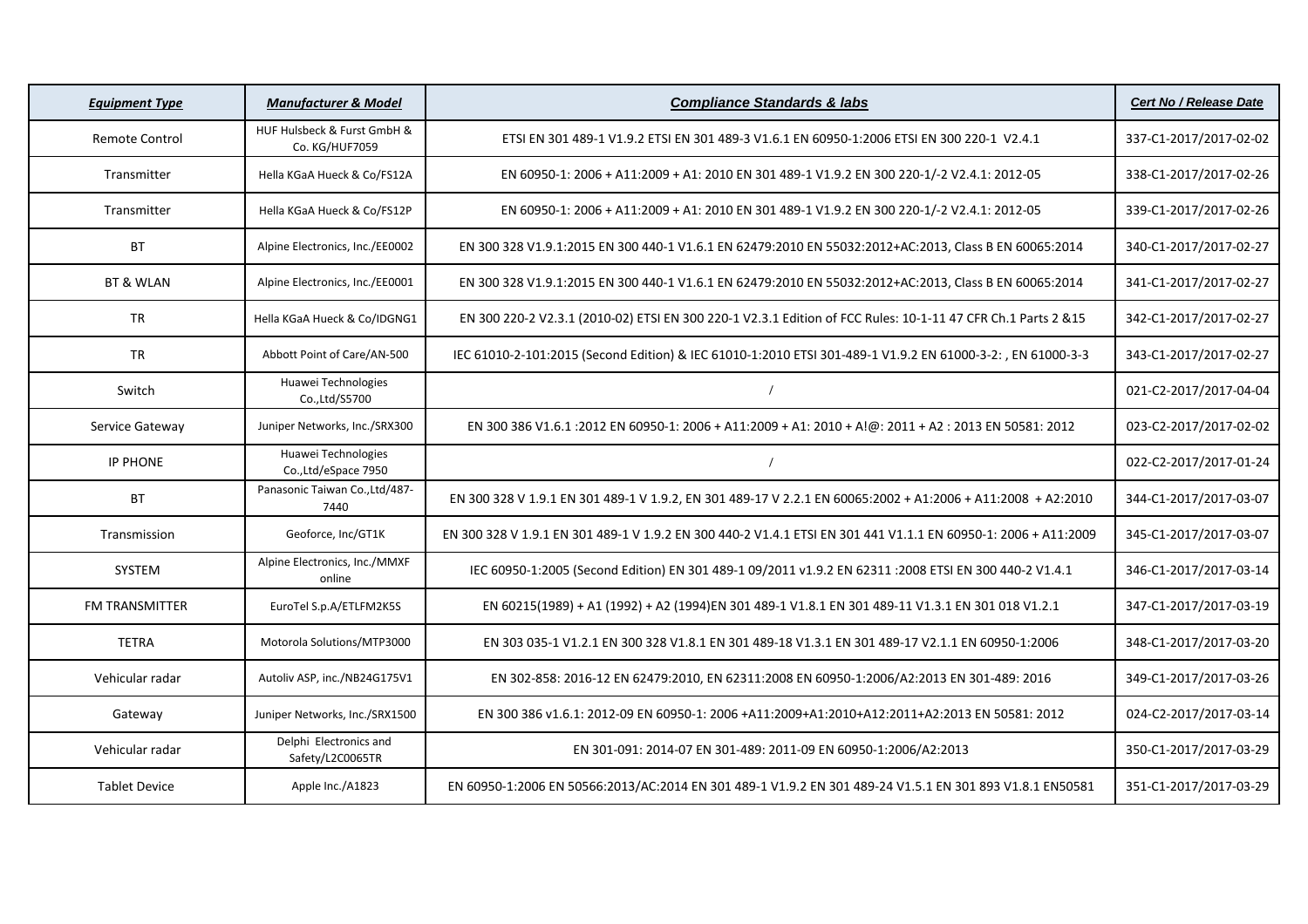| ***Equipment Type*** | ***Manufacturer & Model*** | ***Compliance Standards & labs*** | ***Cert No / Release Date*** |
|---|---|---|---|
| Remote Control | HUF Hulsbeck & Furst GmbH & Co. KG/HUF7059 | ETSI EN 301 489-1 V1.9.2 ETSI EN 301 489-3 V1.6.1 EN 60950-1:2006 ETSI EN 300 220-1 V2.4.1 | 337-C1-2017/2017-02-02 |
| Transmitter | Hella KGaA Hueck & Co/FS12A | EN 60950-1: 2006 + A11:2009 + A1: 2010 EN 301 489-1 V1.9.2 EN 300 220-1/-2 V2.4.1: 2012-05 | 338-C1-2017/2017-02-26 |
| Transmitter | Hella KGaA Hueck & Co/FS12P | EN 60950-1: 2006 + A11:2009 + A1: 2010 EN 301 489-1 V1.9.2 EN 300 220-1/-2 V2.4.1: 2012-05 | 339-C1-2017/2017-02-26 |
| BT | Alpine Electronics, Inc./EE0002 | EN 300 328 V1.9.1:2015 EN 300 440-1 V1.6.1 EN 62479:2010 EN 55032:2012+AC:2013, Class B EN 60065:2014 | 340-C1-2017/2017-02-27 |
| BT & WLAN | Alpine Electronics, Inc./EE0001 | EN 300 328 V1.9.1:2015 EN 300 440-1 V1.6.1 EN 62479:2010 EN 55032:2012+AC:2013, Class B EN 60065:2014 | 341-C1-2017/2017-02-27 |
| TR | Hella KGaA Hueck & Co/IDGNG1 | EN 300 220-2 V2.3.1 (2010-02) ETSI EN 300 220-1 V2.3.1 Edition of FCC Rules: 10-1-11 47 CFR Ch.1 Parts 2 &15 | 342-C1-2017/2017-02-27 |
| TR | Abbott Point of Care/AN-500 | IEC 61010-2-101:2015 (Second Edition) & IEC 61010-1:2010 ETSI 301-489-1 V1.9.2 EN 61000-3-2: , EN 61000-3-3 | 343-C1-2017/2017-02-27 |
| Switch | Huawei Technologies Co.,Ltd/S5700 | / | 021-C2-2017/2017-04-04 |
| Service Gateway | Juniper Networks, Inc./SRX300 | EN 300 386 V1.6.1 :2012 EN 60950-1: 2006 + A11:2009 + A1: 2010 + A!@: 2011 + A2 : 2013 EN 50581: 2012 | 023-C2-2017/2017-02-02 |
| IP PHONE | Huawei Technologies Co.,Ltd/eSpace 7950 | / | 022-C2-2017/2017-01-24 |
| BT | Panasonic Taiwan Co.,Ltd/487-7440 | EN 300 328 V 1.9.1 EN 301 489-1 V 1.9.2, EN 301 489-17 V 2.2.1 EN 60065:2002 + A1:2006 + A11:2008 + A2:2010 | 344-C1-2017/2017-03-07 |
| Transmission | Geoforce, Inc/GT1K | EN 300 328 V 1.9.1 EN 301 489-1 V 1.9.2 EN 300 440-2 V1.4.1 ETSI EN 301 441 V1.1.1 EN 60950-1: 2006 + A11:2009 | 345-C1-2017/2017-03-07 |
| SYSTEM | Alpine Electronics, Inc./MMXF online | IEC 60950-1:2005 (Second Edition) EN 301 489-1 09/2011 v1.9.2 EN 62311 :2008 ETSI EN 300 440-2 V1.4.1 | 346-C1-2017/2017-03-14 |
| FM TRANSMITTER | EuroTel S.p.A/ETLFM2K5S | EN 60215(1989) + A1 (1992) + A2 (1994)EN 301 489-1 V1.8.1 EN 301 489-11 V1.3.1 EN 301 018 V1.2.1 | 347-C1-2017/2017-03-19 |
| TETRA | Motorola Solutions/MTP3000 | EN 303 035-1 V1.2.1 EN 300 328 V1.8.1 EN 301 489-18 V1.3.1 EN 301 489-17 V2.1.1 EN 60950-1:2006 | 348-C1-2017/2017-03-20 |
| Vehicular radar | Autoliv ASP, inc./NB24G175V1 | EN 302-858: 2016-12 EN 62479:2010, EN 62311:2008 EN 60950-1:2006/A2:2013 EN 301-489: 2016 | 349-C1-2017/2017-03-26 |
| Gateway | Juniper Networks, Inc./SRX1500 | EN 300 386 v1.6.1: 2012-09 EN 60950-1: 2006 +A11:2009+A1:2010+A12:2011+A2:2013 EN 50581: 2012 | 024-C2-2017/2017-03-14 |
| Vehicular radar | Delphi Electronics and Safety/L2C0065TR | EN 301-091: 2014-07 EN 301-489: 2011-09 EN 60950-1:2006/A2:2013 | 350-C1-2017/2017-03-29 |
| Tablet Device | Apple Inc./A1823 | EN 60950-1:2006 EN 50566:2013/AC:2014 EN 301 489-1 V1.9.2 EN 301 489-24 V1.5.1 EN 301 893 V1.8.1 EN50581 | 351-C1-2017/2017-03-29 |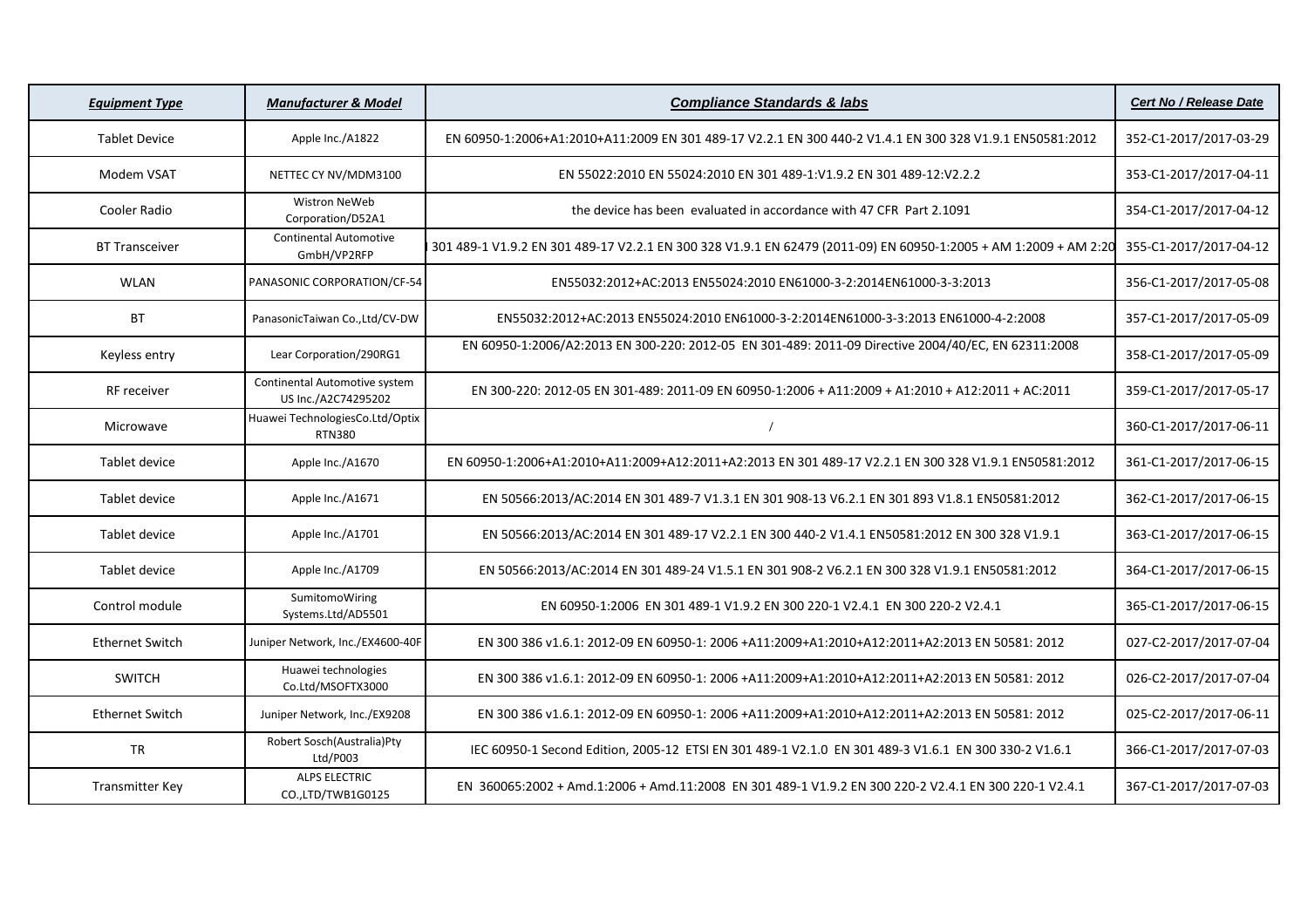| Equipment Type | Manufacturer & Model | Compliance Standards & labs | Cert No / Release Date |
|---|---|---|---|
| Tablet Device | Apple Inc./A1822 | EN 60950-1:2006+A1:2010+A11:2009 EN 301 489-17 V2.2.1 EN 300 440-2 V1.4.1 EN 300 328 V1.9.1 EN50581:2012 | 352-C1-2017/2017-03-29 |
| Modem VSAT | NETTEC CY NV/MDM3100 | EN 55022:2010 EN 55024:2010 EN 301 489-1:V1.9.2 EN 301 489-12:V2.2.2 | 353-C1-2017/2017-04-11 |
| Cooler Radio | Wistron NeWeb Corporation/D52A1 | the device has been evaluated in accordance with 47 CFR Part 2.1091 | 354-C1-2017/2017-04-12 |
| BT Transceiver | Continental Automotive GmbH/VP2RFP | 301 489-1 V1.9.2 EN 301 489-17 V2.2.1 EN 300 328 V1.9.1 EN 62479 (2011-09) EN 60950-1:2005 + AM 1:2009 + AM 2:20 | 355-C1-2017/2017-04-12 |
| WLAN | PANASONIC CORPORATION/CF-54 | EN55032:2012+AC:2013 EN55024:2010 EN61000-3-2:2014EN61000-3-3:2013 | 356-C1-2017/2017-05-08 |
| BT | PanasonicTaiwan Co.,Ltd/CV-DW | EN55032:2012+AC:2013 EN55024:2010 EN61000-3-2:2014EN61000-3-3:2013 EN61000-4-2:2008 | 357-C1-2017/2017-05-09 |
| Keyless entry | Lear Corporation/290RG1 | EN 60950-1:2006/A2:2013 EN 300-220: 2012-05 EN 301-489: 2011-09 Directive 2004/40/EC, EN 62311:2008 | 358-C1-2017/2017-05-09 |
| RF receiver | Continental Automotive system US Inc./A2C74295202 | EN 300-220: 2012-05 EN 301-489: 2011-09 EN 60950-1:2006 + A11:2009 + A1:2010 + A12:2011 + AC:2011 | 359-C1-2017/2017-05-17 |
| Microwave | Huawei TechnologiesCo.Ltd/Optix RTN380 | / | 360-C1-2017/2017-06-11 |
| Tablet device | Apple Inc./A1670 | EN 60950-1:2006+A1:2010+A11:2009+A12:2011+A2:2013 EN 301 489-17 V2.2.1 EN 300 328 V1.9.1 EN50581:2012 | 361-C1-2017/2017-06-15 |
| Tablet device | Apple Inc./A1671 | EN 50566:2013/AC:2014 EN 301 489-7 V1.3.1 EN 301 908-13 V6.2.1 EN 301 893 V1.8.1 EN50581:2012 | 362-C1-2017/2017-06-15 |
| Tablet device | Apple Inc./A1701 | EN 50566:2013/AC:2014 EN 301 489-17 V2.2.1 EN 300 440-2 V1.4.1 EN50581:2012 EN 300 328 V1.9.1 | 363-C1-2017/2017-06-15 |
| Tablet device | Apple Inc./A1709 | EN 50566:2013/AC:2014 EN 301 489-24 V1.5.1 EN 301 908-2 V6.2.1 EN 300 328 V1.9.1 EN50581:2012 | 364-C1-2017/2017-06-15 |
| Control module | SumitomoWiring Systems.Ltd/AD5501 | EN 60950-1:2006 EN 301 489-1 V1.9.2 EN 300 220-1 V2.4.1 EN 300 220-2 V2.4.1 | 365-C1-2017/2017-06-15 |
| Ethernet Switch | Juniper Network, Inc./EX4600-40F | EN 300 386 v1.6.1: 2012-09 EN 60950-1: 2006 +A11:2009+A1:2010+A12:2011+A2:2013 EN 50581: 2012 | 027-C2-2017/2017-07-04 |
| SWITCH | Huawei technologies Co.Ltd/MSOFTX3000 | EN 300 386 v1.6.1: 2012-09 EN 60950-1: 2006 +A11:2009+A1:2010+A12:2011+A2:2013 EN 50581: 2012 | 026-C2-2017/2017-07-04 |
| Ethernet Switch | Juniper Network, Inc./EX9208 | EN 300 386 v1.6.1: 2012-09 EN 60950-1: 2006 +A11:2009+A1:2010+A12:2011+A2:2013 EN 50581: 2012 | 025-C2-2017/2017-06-11 |
| TR | Robert Sosch(Australia)Pty Ltd/P003 | IEC 60950-1 Second Edition, 2005-12 ETSI EN 301 489-1 V2.1.0 EN 301 489-3 V1.6.1 EN 300 330-2 V1.6.1 | 366-C1-2017/2017-07-03 |
| Transmitter Key | ALPS ELECTRIC CO.,LTD/TWB1G0125 | EN 360065:2002 + Amd.1:2006 + Amd.11:2008 EN 301 489-1 V1.9.2 EN 300 220-2 V2.4.1 EN 300 220-1 V2.4.1 | 367-C1-2017/2017-07-03 |